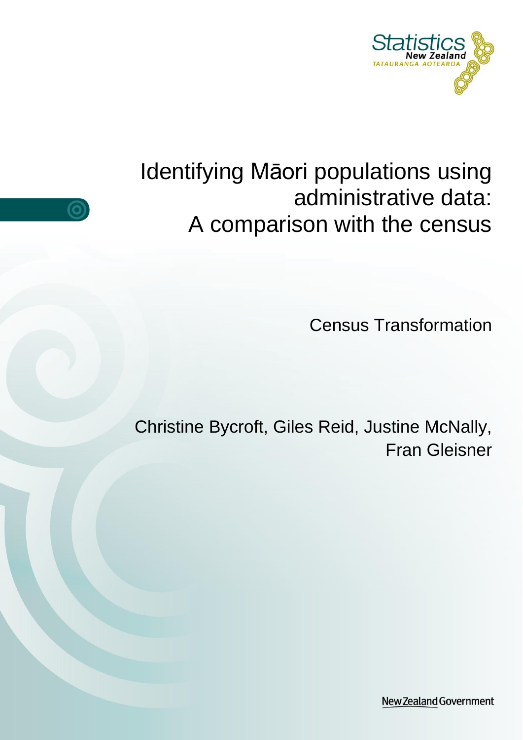# Identifying Māori populations using administrative data: A comparison with the census

Census Transformation

Christine Bycroft, Giles Reid, Justine McNally, Fran Gleisner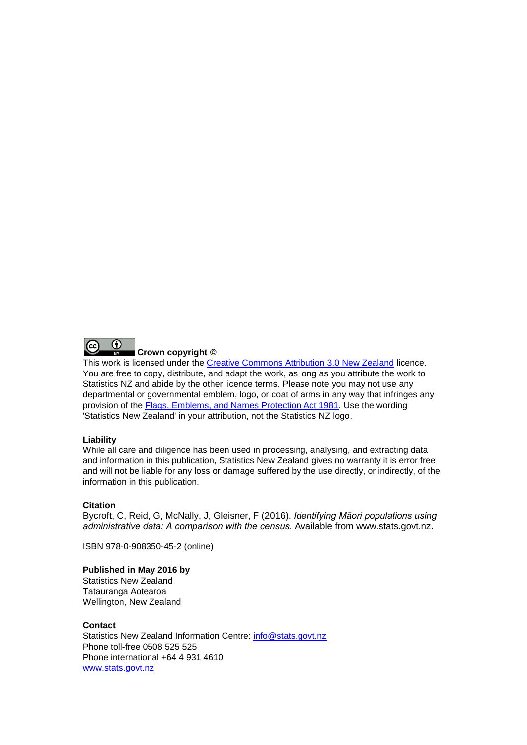**Crown copyright ©**

This work is licensed under the [Creative Commons Attribution 3.0 New Zealand](#) licence. You are free to copy, distribute, and adapt the work, as long as you attribute the work to Statistics NZ and abide by the other licence terms. Please note you may not use any departmental or governmental emblem, logo, or coat of arms in any way that infringes any provision of the [Flags, Emblems, and Names Protection Act 1981](#). Use the wording 'Statistics New Zealand' in your attribution, not the Statistics NZ logo.

**Liability**

While all care and diligence has been used in processing, analysing, and extracting data and information in this publication, Statistics New Zealand gives no warranty it is error free and will not be liable for any loss or damage suffered by the use directly, or indirectly, of the information in this publication.

**Citation**

Bycroft, C, Reid, G, McNally, J, Gleisner, F (2016). *Identifying Māori populations using administrative data: A comparison with the census.* Available from www.stats.govt.nz.

ISBN 978-0-908350-45-2 (online)

**Published in May 2016 by**

Statistics New Zealand
Tatauranga Aotearoa
Wellington, New Zealand

**Contact**

Statistics New Zealand Information Centre: info@stats.govt.nz
Phone toll-free 0508 525 525
Phone international +64 4 931 4610
www.stats.govt.nz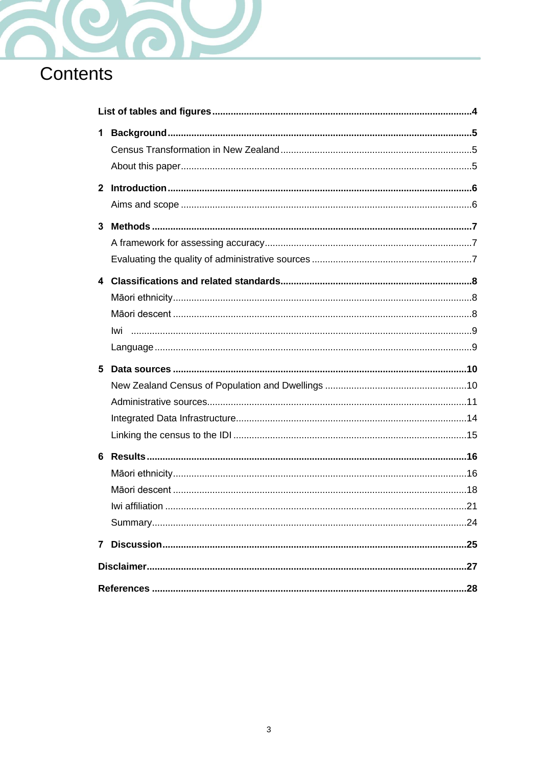# Contents

**List of tables and figures** ..... **4**

**1 Background** ..... **5**

- Census Transformation in New Zealand ..... 5
- About this paper ..... 5

**2 Introduction** ..... **6**

- Aims and scope ..... 6

**3 Methods** ..... **7**

- A framework for assessing accuracy ..... 7
- Evaluating the quality of administrative sources ..... 7

**4 Classifications and related standards** ..... **8**

- Māori ethnicity ..... 8
- Māori descent ..... 8
- Iwi ..... 9
- Language ..... 9

**5 Data sources** ..... **10**

- New Zealand Census of Population and Dwellings ..... 10
- Administrative sources ..... 11
- Integrated Data Infrastructure ..... 14
- Linking the census to the IDI ..... 15

**6 Results** ..... **16**

- Māori ethnicity ..... 16
- Māori descent ..... 18
- Iwi affiliation ..... 21
- Summary ..... 24

**7 Discussion** ..... **25**

**Disclaimer** ..... **27**

**References** ..... **28**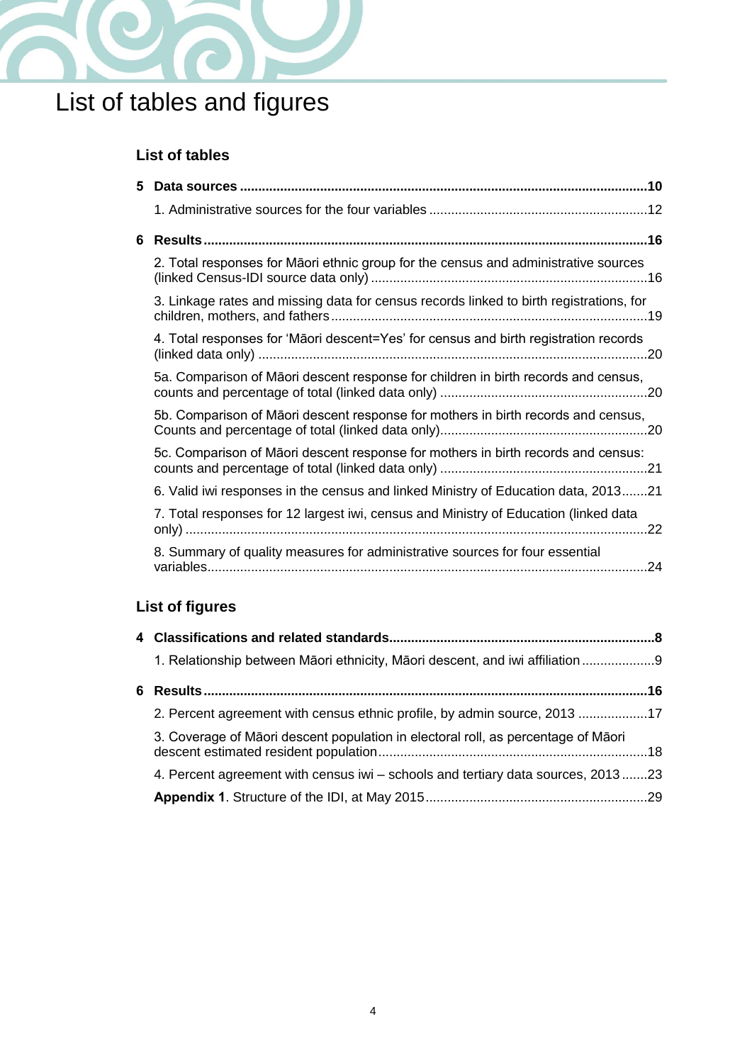# List of tables and figures

## List of tables

**5 Data sources** ..........10

1. Administrative sources for the four variables ..........12

**6 Results** ..........16

2. Total responses for Māori ethnic group for the census and administrative sources (linked Census-IDI source data only) ..........16

3. Linkage rates and missing data for census records linked to birth registrations, for children, mothers, and fathers ..........19

4. Total responses for 'Māori descent=Yes' for census and birth registration records (linked data only) ..........20

5a. Comparison of Māori descent response for children in birth records and census, counts and percentage of total (linked data only) ..........20

5b. Comparison of Māori descent response for mothers in birth records and census, Counts and percentage of total (linked data only) ..........20

5c. Comparison of Māori descent response for mothers in birth records and census: counts and percentage of total (linked data only) ..........21

6. Valid iwi responses in the census and linked Ministry of Education data, 2013 ..........21

7. Total responses for 12 largest iwi, census and Ministry of Education (linked data only) ..........22

8. Summary of quality measures for administrative sources for four essential variables ..........24

## List of figures

**4 Classifications and related standards** ..........8

1. Relationship between Māori ethnicity, Māori descent, and iwi affiliation ..........9

**6 Results** ..........16

2. Percent agreement with census ethnic profile, by admin source, 2013 ..........17

3. Coverage of Māori descent population in electoral roll, as percentage of Māori descent estimated resident population ..........18

4. Percent agreement with census iwi – schools and tertiary data sources, 2013 ..........23

**Appendix 1**. Structure of the IDI, at May 2015 ..........29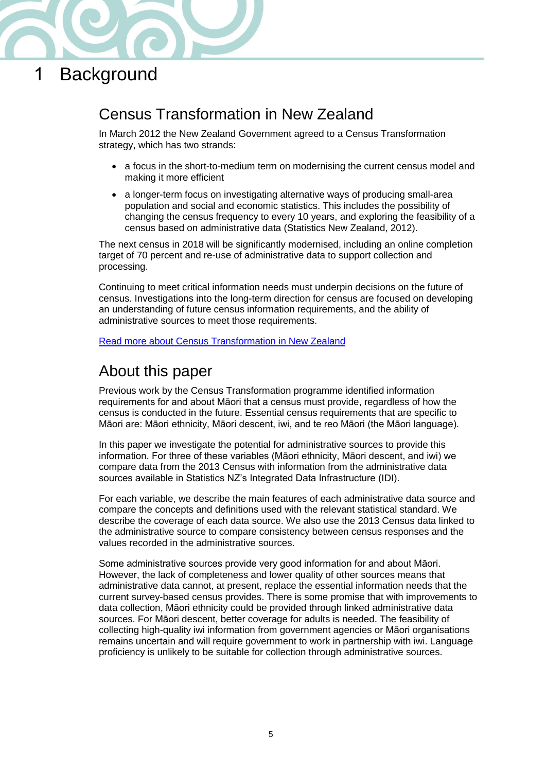# 1 Background

## Census Transformation in New Zealand

In March 2012 the New Zealand Government agreed to a Census Transformation strategy, which has two strands:

- a focus in the short-to-medium term on modernising the current census model and making it more efficient
- a longer-term focus on investigating alternative ways of producing small-area population and social and economic statistics. This includes the possibility of changing the census frequency to every 10 years, and exploring the feasibility of a census based on administrative data (Statistics New Zealand, 2012).

The next census in 2018 will be significantly modernised, including an online completion target of 70 percent and re-use of administrative data to support collection and processing.

Continuing to meet critical information needs must underpin decisions on the future of census. Investigations into the long-term direction for census are focused on developing an understanding of future census information requirements, and the ability of administrative sources to meet those requirements.

Read more about Census Transformation in New Zealand

## About this paper

Previous work by the Census Transformation programme identified information requirements for and about Māori that a census must provide, regardless of how the census is conducted in the future. Essential census requirements that are specific to Māori are: Māori ethnicity, Māori descent, iwi, and te reo Māori (the Māori language).

In this paper we investigate the potential for administrative sources to provide this information. For three of these variables (Māori ethnicity, Māori descent, and iwi) we compare data from the 2013 Census with information from the administrative data sources available in Statistics NZ's Integrated Data Infrastructure (IDI).

For each variable, we describe the main features of each administrative data source and compare the concepts and definitions used with the relevant statistical standard. We describe the coverage of each data source. We also use the 2013 Census data linked to the administrative source to compare consistency between census responses and the values recorded in the administrative sources.

Some administrative sources provide very good information for and about Māori. However, the lack of completeness and lower quality of other sources means that administrative data cannot, at present, replace the essential information needs that the current survey-based census provides. There is some promise that with improvements to data collection, Māori ethnicity could be provided through linked administrative data sources. For Māori descent, better coverage for adults is needed. The feasibility of collecting high-quality iwi information from government agencies or Māori organisations remains uncertain and will require government to work in partnership with iwi. Language proficiency is unlikely to be suitable for collection through administrative sources.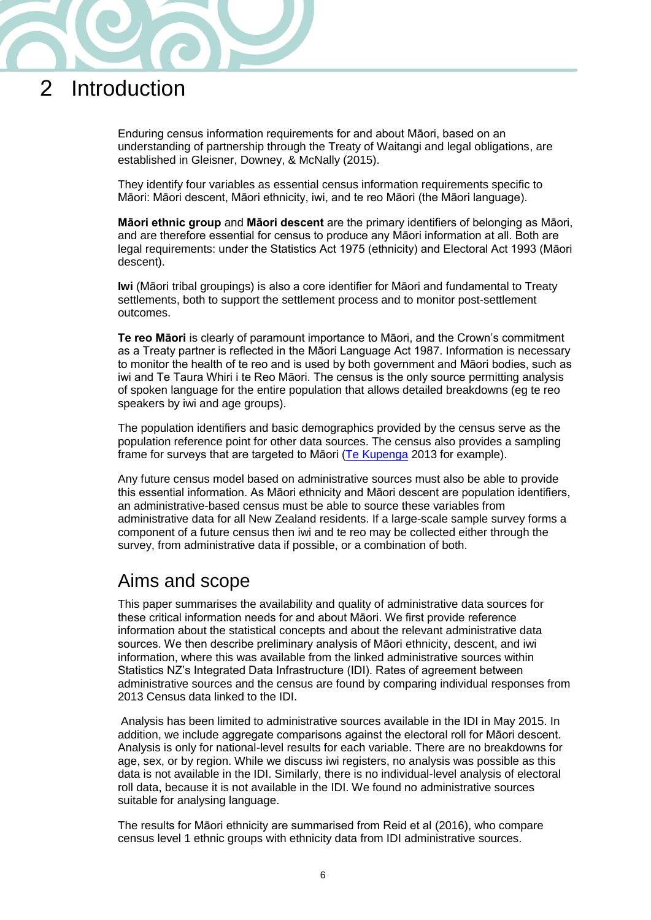# 2 Introduction

Enduring census information requirements for and about Māori, based on an understanding of partnership through the Treaty of Waitangi and legal obligations, are established in Gleisner, Downey, & McNally (2015).

They identify four variables as essential census information requirements specific to Māori: Māori descent, Māori ethnicity, iwi, and te reo Māori (the Māori language).

**Māori ethnic group** and **Māori descent** are the primary identifiers of belonging as Māori, and are therefore essential for census to produce any Māori information at all. Both are legal requirements: under the Statistics Act 1975 (ethnicity) and Electoral Act 1993 (Māori descent).

**Iwi** (Māori tribal groupings) is also a core identifier for Māori and fundamental to Treaty settlements, both to support the settlement process and to monitor post-settlement outcomes.

**Te reo Māori** is clearly of paramount importance to Māori, and the Crown's commitment as a Treaty partner is reflected in the Māori Language Act 1987. Information is necessary to monitor the health of te reo and is used by both government and Māori bodies, such as iwi and Te Taura Whiri i te Reo Māori. The census is the only source permitting analysis of spoken language for the entire population that allows detailed breakdowns (eg te reo speakers by iwi and age groups).

The population identifiers and basic demographics provided by the census serve as the population reference point for other data sources. The census also provides a sampling frame for surveys that are targeted to Māori (Te Kupenga 2013 for example).

Any future census model based on administrative sources must also be able to provide this essential information. As Māori ethnicity and Māori descent are population identifiers, an administrative-based census must be able to source these variables from administrative data for all New Zealand residents. If a large-scale sample survey forms a component of a future census then iwi and te reo may be collected either through the survey, from administrative data if possible, or a combination of both.

## Aims and scope

This paper summarises the availability and quality of administrative data sources for these critical information needs for and about Māori. We first provide reference information about the statistical concepts and about the relevant administrative data sources. We then describe preliminary analysis of Māori ethnicity, descent, and iwi information, where this was available from the linked administrative sources within Statistics NZ's Integrated Data Infrastructure (IDI). Rates of agreement between administrative sources and the census are found by comparing individual responses from 2013 Census data linked to the IDI.

Analysis has been limited to administrative sources available in the IDI in May 2015. In addition, we include aggregate comparisons against the electoral roll for Māori descent. Analysis is only for national-level results for each variable. There are no breakdowns for age, sex, or by region. While we discuss iwi registers, no analysis was possible as this data is not available in the IDI. Similarly, there is no individual-level analysis of electoral roll data, because it is not available in the IDI. We found no administrative sources suitable for analysing language.

The results for Māori ethnicity are summarised from Reid et al (2016), who compare census level 1 ethnic groups with ethnicity data from IDI administrative sources.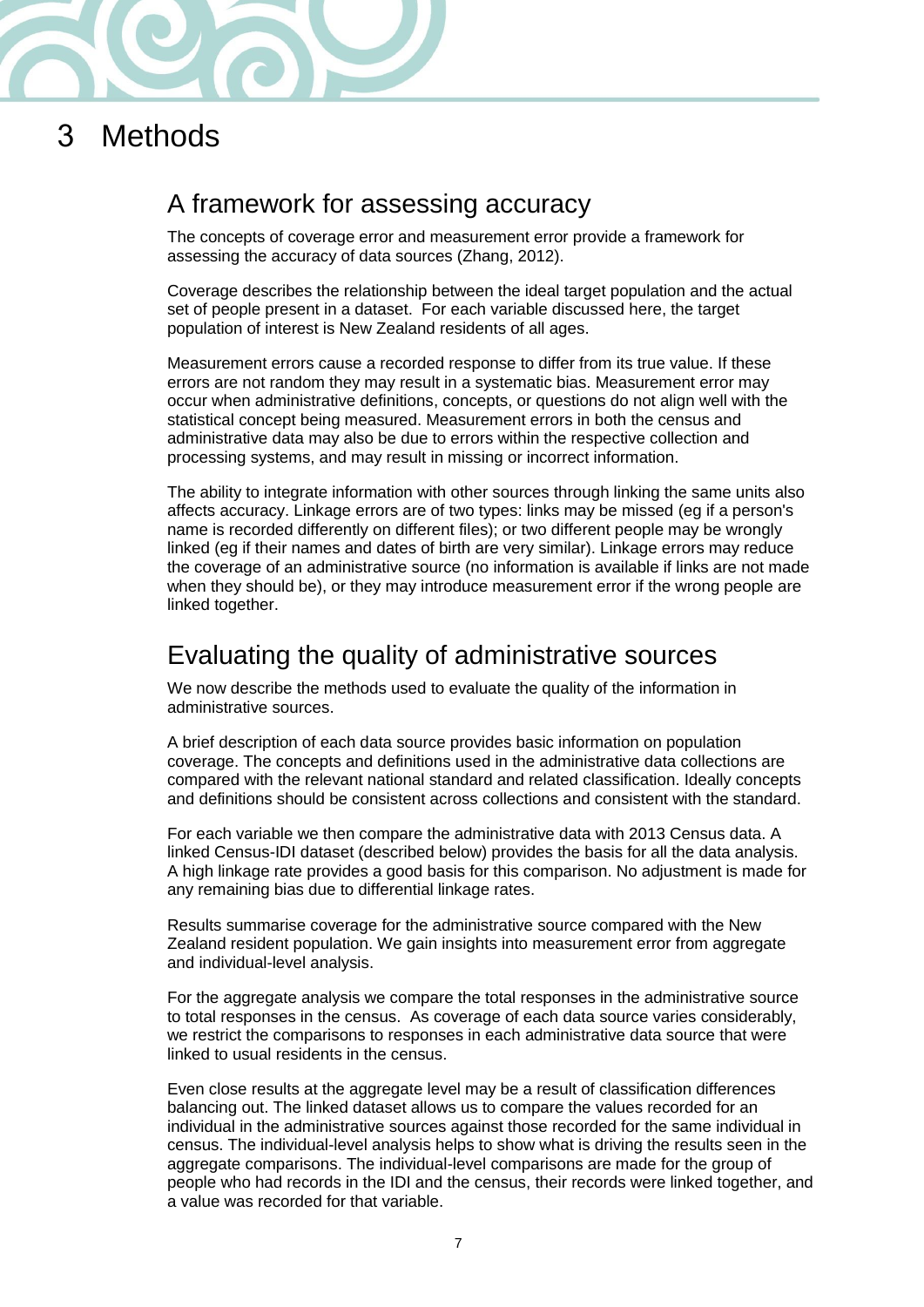# 3 Methods

## A framework for assessing accuracy

The concepts of coverage error and measurement error provide a framework for assessing the accuracy of data sources (Zhang, 2012).

Coverage describes the relationship between the ideal target population and the actual set of people present in a dataset. For each variable discussed here, the target population of interest is New Zealand residents of all ages.

Measurement errors cause a recorded response to differ from its true value. If these errors are not random they may result in a systematic bias. Measurement error may occur when administrative definitions, concepts, or questions do not align well with the statistical concept being measured. Measurement errors in both the census and administrative data may also be due to errors within the respective collection and processing systems, and may result in missing or incorrect information.

The ability to integrate information with other sources through linking the same units also affects accuracy. Linkage errors are of two types: links may be missed (eg if a person's name is recorded differently on different files); or two different people may be wrongly linked (eg if their names and dates of birth are very similar). Linkage errors may reduce the coverage of an administrative source (no information is available if links are not made when they should be), or they may introduce measurement error if the wrong people are linked together.

## Evaluating the quality of administrative sources

We now describe the methods used to evaluate the quality of the information in administrative sources.

A brief description of each data source provides basic information on population coverage. The concepts and definitions used in the administrative data collections are compared with the relevant national standard and related classification. Ideally concepts and definitions should be consistent across collections and consistent with the standard.

For each variable we then compare the administrative data with 2013 Census data. A linked Census-IDI dataset (described below) provides the basis for all the data analysis. A high linkage rate provides a good basis for this comparison. No adjustment is made for any remaining bias due to differential linkage rates.

Results summarise coverage for the administrative source compared with the New Zealand resident population. We gain insights into measurement error from aggregate and individual-level analysis.

For the aggregate analysis we compare the total responses in the administrative source to total responses in the census. As coverage of each data source varies considerably, we restrict the comparisons to responses in each administrative data source that were linked to usual residents in the census.

Even close results at the aggregate level may be a result of classification differences balancing out. The linked dataset allows us to compare the values recorded for an individual in the administrative sources against those recorded for the same individual in census. The individual-level analysis helps to show what is driving the results seen in the aggregate comparisons. The individual-level comparisons are made for the group of people who had records in the IDI and the census, their records were linked together, and a value was recorded for that variable.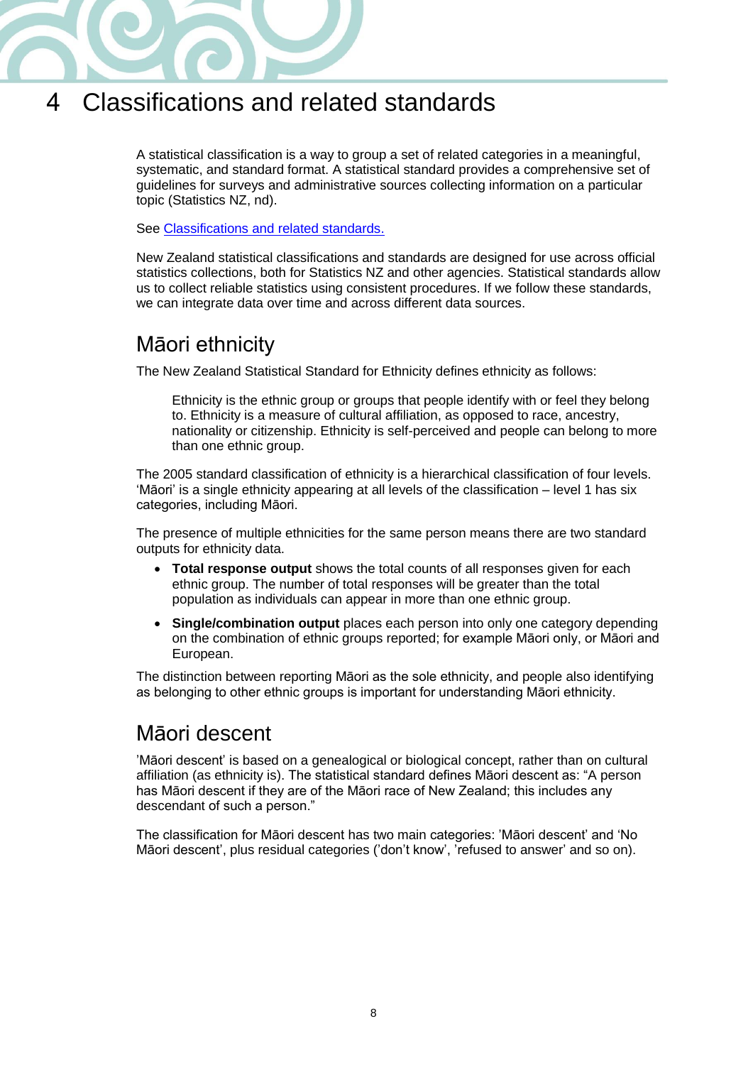# 4 Classifications and related standards

A statistical classification is a way to group a set of related categories in a meaningful, systematic, and standard format. A statistical standard provides a comprehensive set of guidelines for surveys and administrative sources collecting information on a particular topic (Statistics NZ, nd).

See Classifications and related standards.

New Zealand statistical classifications and standards are designed for use across official statistics collections, both for Statistics NZ and other agencies. Statistical standards allow us to collect reliable statistics using consistent procedures. If we follow these standards, we can integrate data over time and across different data sources.

## Māori ethnicity

The New Zealand Statistical Standard for Ethnicity defines ethnicity as follows:

> Ethnicity is the ethnic group or groups that people identify with or feel they belong to. Ethnicity is a measure of cultural affiliation, as opposed to race, ancestry, nationality or citizenship. Ethnicity is self-perceived and people can belong to more than one ethnic group.

The 2005 standard classification of ethnicity is a hierarchical classification of four levels. 'Māori' is a single ethnicity appearing at all levels of the classification – level 1 has six categories, including Māori.

The presence of multiple ethnicities for the same person means there are two standard outputs for ethnicity data.

- **Total response output** shows the total counts of all responses given for each ethnic group. The number of total responses will be greater than the total population as individuals can appear in more than one ethnic group.
- **Single/combination output** places each person into only one category depending on the combination of ethnic groups reported; for example Māori only, or Māori and European.

The distinction between reporting Māori as the sole ethnicity, and people also identifying as belonging to other ethnic groups is important for understanding Māori ethnicity.

## Māori descent

'Māori descent' is based on a genealogical or biological concept, rather than on cultural affiliation (as ethnicity is). The statistical standard defines Māori descent as: "A person has Māori descent if they are of the Māori race of New Zealand; this includes any descendant of such a person."

The classification for Māori descent has two main categories: 'Māori descent' and 'No Māori descent', plus residual categories ('don't know', 'refused to answer' and so on).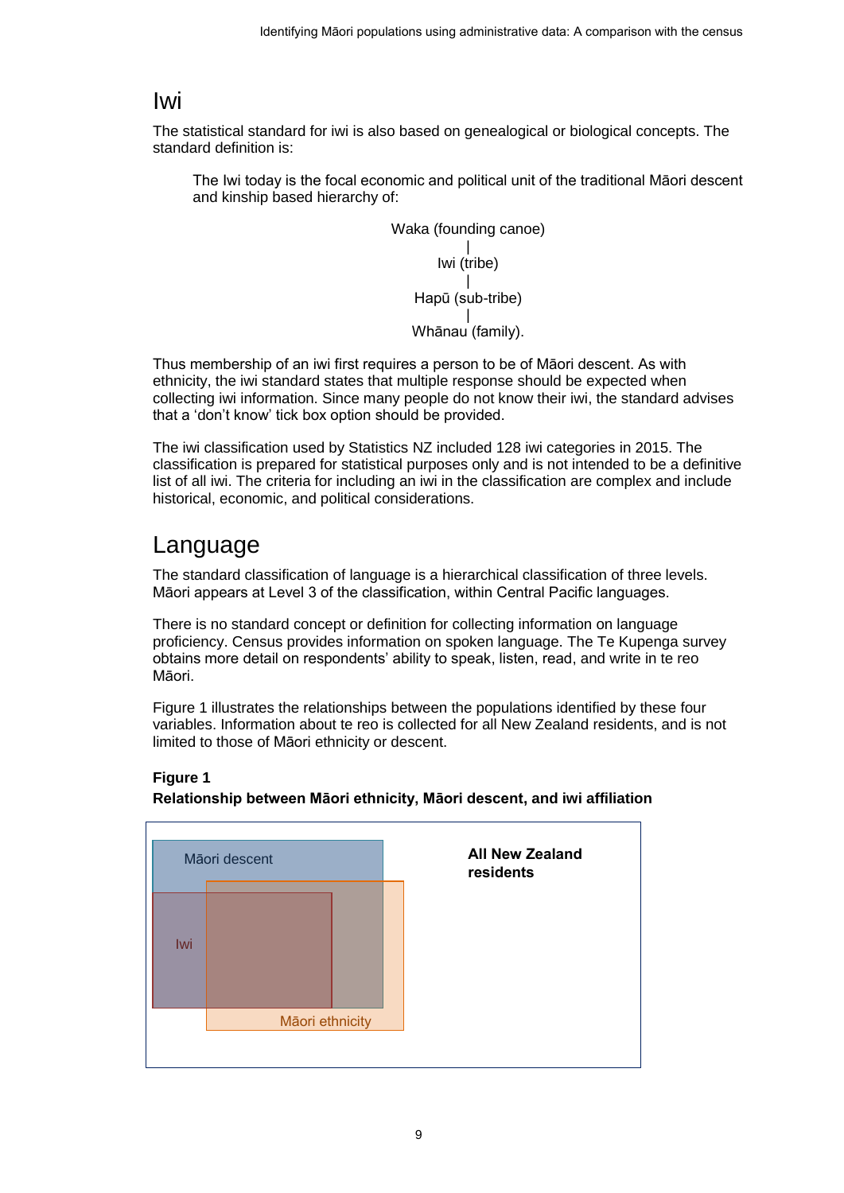## Iwi

The statistical standard for iwi is also based on genealogical or biological concepts. The standard definition is:

> The Iwi today is the focal economic and political unit of the traditional Māori descent and kinship based hierarchy of:
>
> Waka (founding canoe)
> |
> Iwi (tribe)
> |
> Hapū (sub-tribe)
> |
> Whānau (family).

Thus membership of an iwi first requires a person to be of Māori descent. As with ethnicity, the iwi standard states that multiple response should be expected when collecting iwi information. Since many people do not know their iwi, the standard advises that a 'don't know' tick box option should be provided.

The iwi classification used by Statistics NZ included 128 iwi categories in 2015. The classification is prepared for statistical purposes only and is not intended to be a definitive list of all iwi. The criteria for including an iwi in the classification are complex and include historical, economic, and political considerations.

## Language

The standard classification of language is a hierarchical classification of three levels. Māori appears at Level 3 of the classification, within Central Pacific languages.

There is no standard concept or definition for collecting information on language proficiency. Census provides information on spoken language. The Te Kupenga survey obtains more detail on respondents' ability to speak, listen, read, and write in te reo Māori.

Figure 1 illustrates the relationships between the populations identified by these four variables. Information about te reo is collected for all New Zealand residents, and is not limited to those of Māori ethnicity or descent.

**Figure 1**
**Relationship between Māori ethnicity, Māori descent, and iwi affiliation**

Māori descent

**All New Zealand residents**

Iwi

Māori ethnicity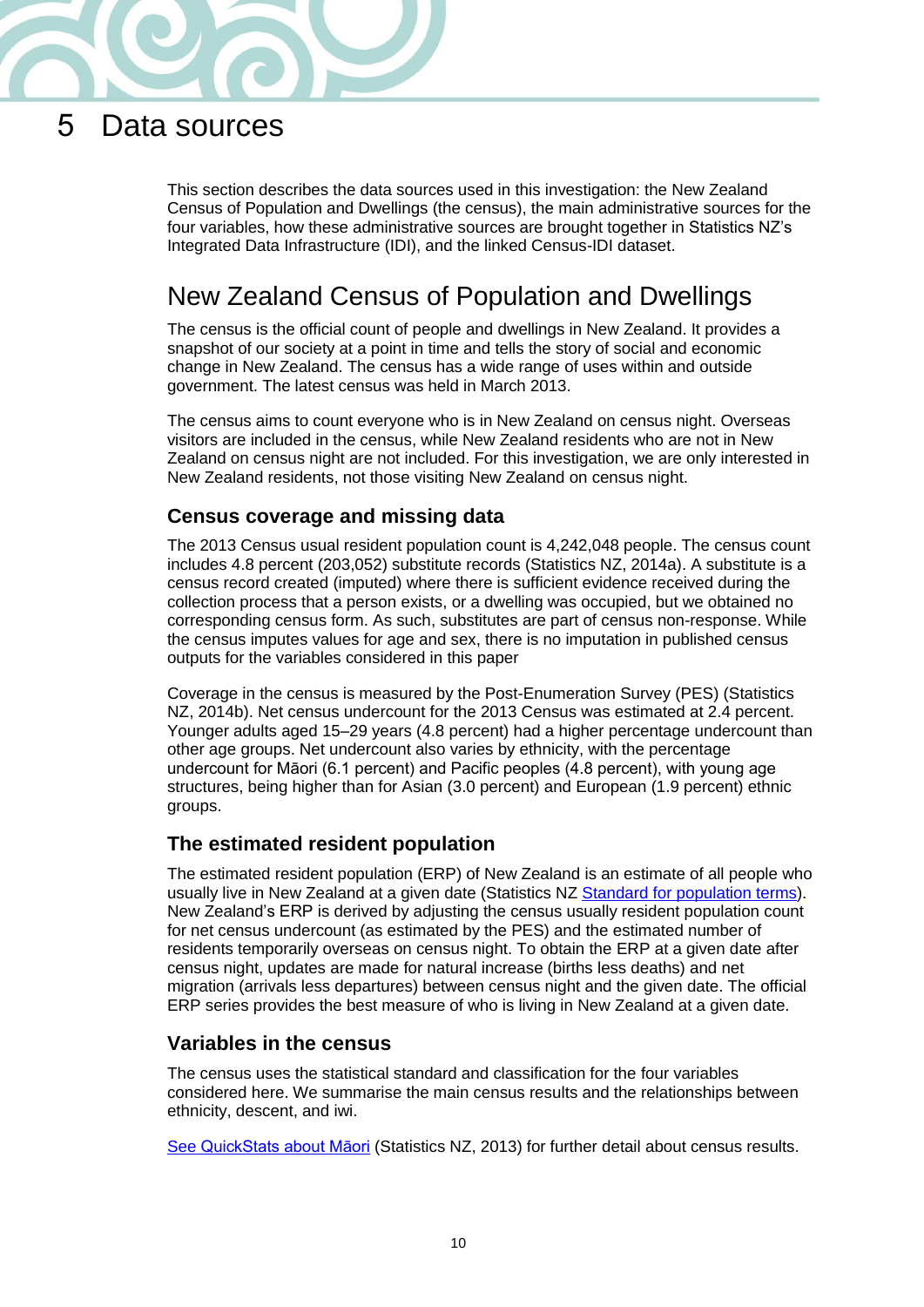# 5 Data sources

This section describes the data sources used in this investigation: the New Zealand Census of Population and Dwellings (the census), the main administrative sources for the four variables, how these administrative sources are brought together in Statistics NZ's Integrated Data Infrastructure (IDI), and the linked Census-IDI dataset.

## New Zealand Census of Population and Dwellings

The census is the official count of people and dwellings in New Zealand. It provides a snapshot of our society at a point in time and tells the story of social and economic change in New Zealand. The census has a wide range of uses within and outside government. The latest census was held in March 2013.

The census aims to count everyone who is in New Zealand on census night. Overseas visitors are included in the census, while New Zealand residents who are not in New Zealand on census night are not included. For this investigation, we are only interested in New Zealand residents, not those visiting New Zealand on census night.

### Census coverage and missing data

The 2013 Census usual resident population count is 4,242,048 people. The census count includes 4.8 percent (203,052) substitute records (Statistics NZ, 2014a). A substitute is a census record created (imputed) where there is sufficient evidence received during the collection process that a person exists, or a dwelling was occupied, but we obtained no corresponding census form. As such, substitutes are part of census non-response. While the census imputes values for age and sex, there is no imputation in published census outputs for the variables considered in this paper

Coverage in the census is measured by the Post-Enumeration Survey (PES) (Statistics NZ, 2014b). Net census undercount for the 2013 Census was estimated at 2.4 percent. Younger adults aged 15–29 years (4.8 percent) had a higher percentage undercount than other age groups. Net undercount also varies by ethnicity, with the percentage undercount for Māori (6.1 percent) and Pacific peoples (4.8 percent), with young age structures, being higher than for Asian (3.0 percent) and European (1.9 percent) ethnic groups.

### The estimated resident population

The estimated resident population (ERP) of New Zealand is an estimate of all people who usually live in New Zealand at a given date (Statistics NZ Standard for population terms). New Zealand's ERP is derived by adjusting the census usually resident population count for net census undercount (as estimated by the PES) and the estimated number of residents temporarily overseas on census night. To obtain the ERP at a given date after census night, updates are made for natural increase (births less deaths) and net migration (arrivals less departures) between census night and the given date. The official ERP series provides the best measure of who is living in New Zealand at a given date.

### Variables in the census

The census uses the statistical standard and classification for the four variables considered here. We summarise the main census results and the relationships between ethnicity, descent, and iwi.

See QuickStats about Māori (Statistics NZ, 2013) for further detail about census results.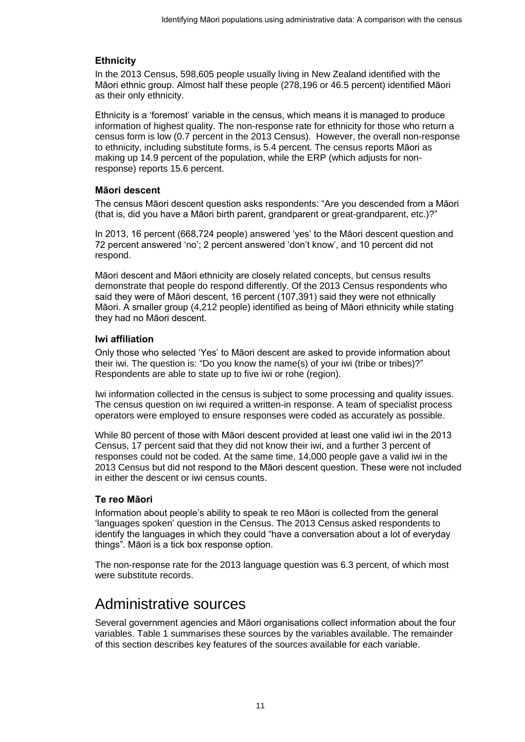### Ethnicity

In the 2013 Census, 598,605 people usually living in New Zealand identified with the Māori ethnic group. Almost half these people (278,196 or 46.5 percent) identified Māori as their only ethnicity.

Ethnicity is a 'foremost' variable in the census, which means it is managed to produce information of highest quality. The non-response rate for ethnicity for those who return a census form is low (0.7 percent in the 2013 Census). However, the overall non-response to ethnicity, including substitute forms, is 5.4 percent. The census reports Māori as making up 14.9 percent of the population, while the ERP (which adjusts for non-response) reports 15.6 percent.

### Māori descent

The census Māori descent question asks respondents: "Are you descended from a Māori (that is, did you have a Māori birth parent, grandparent or great-grandparent, etc.)?"

In 2013, 16 percent (668,724 people) answered 'yes' to the Māori descent question and 72 percent answered 'no'; 2 percent answered 'don't know', and 10 percent did not respond.

Māori descent and Māori ethnicity are closely related concepts, but census results demonstrate that people do respond differently. Of the 2013 Census respondents who said they were of Māori descent, 16 percent (107,391) said they were not ethnically Māori. A smaller group (4,212 people) identified as being of Māori ethnicity while stating they had no Māori descent.

### Iwi affiliation

Only those who selected 'Yes' to Māori descent are asked to provide information about their iwi. The question is: "Do you know the name(s) of your iwi (tribe or tribes)?" Respondents are able to state up to five iwi or rohe (region).

Iwi information collected in the census is subject to some processing and quality issues. The census question on iwi required a written-in response. A team of specialist process operators were employed to ensure responses were coded as accurately as possible.

While 80 percent of those with Māori descent provided at least one valid iwi in the 2013 Census, 17 percent said that they did not know their iwi, and a further 3 percent of responses could not be coded. At the same time, 14,000 people gave a valid iwi in the 2013 Census but did not respond to the Māori descent question. These were not included in either the descent or iwi census counts.

### Te reo Māori

Information about people's ability to speak te reo Māori is collected from the general 'languages spoken' question in the Census. The 2013 Census asked respondents to identify the languages in which they could "have a conversation about a lot of everyday things". Māori is a tick box response option.

The non-response rate for the 2013 language question was 6.3 percent, of which most were substitute records.

## Administrative sources

Several government agencies and Māori organisations collect information about the four variables. Table 1 summarises these sources by the variables available. The remainder of this section describes key features of the sources available for each variable.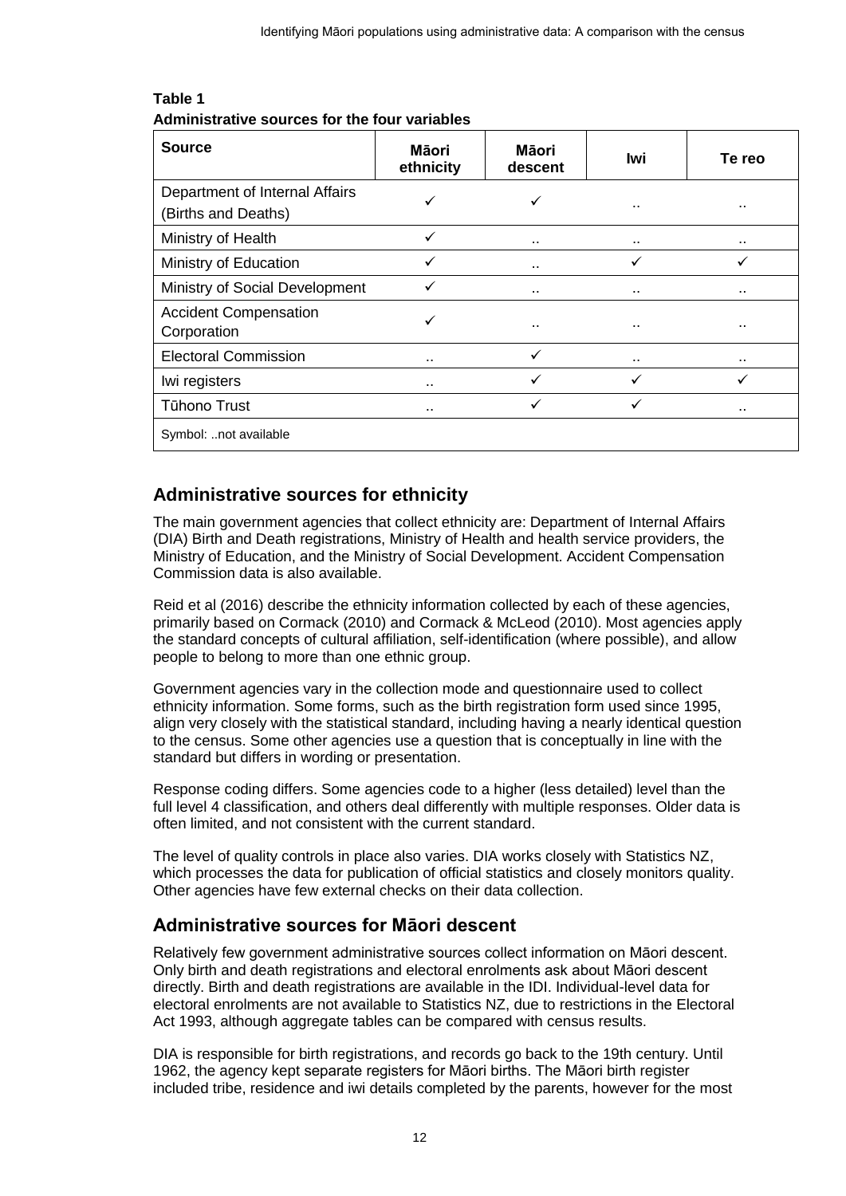**Table 1**
**Administrative sources for the four variables**

| Source | Māori ethnicity | Māori descent | Iwi | Te reo |
|---|---|---|---|---|
| Department of Internal Affairs (Births and Deaths) | ✓ | ✓ | .. | .. |
| Ministry of Health | ✓ | .. | .. | .. |
| Ministry of Education | ✓ | .. | ✓ | ✓ |
| Ministry of Social Development | ✓ | .. | .. | .. |
| Accident Compensation Corporation | ✓ | .. | .. | .. |
| Electoral Commission | .. | ✓ | .. | .. |
| Iwi registers | .. | ✓ | ✓ | ✓ |
| Tūhono Trust | .. | ✓ | ✓ | .. |

Symbol: ..not available

## Administrative sources for ethnicity

The main government agencies that collect ethnicity are: Department of Internal Affairs (DIA) Birth and Death registrations, Ministry of Health and health service providers, the Ministry of Education, and the Ministry of Social Development. Accident Compensation Commission data is also available.

Reid et al (2016) describe the ethnicity information collected by each of these agencies, primarily based on Cormack (2010) and Cormack & McLeod (2010). Most agencies apply the standard concepts of cultural affiliation, self-identification (where possible), and allow people to belong to more than one ethnic group.

Government agencies vary in the collection mode and questionnaire used to collect ethnicity information. Some forms, such as the birth registration form used since 1995, align very closely with the statistical standard, including having a nearly identical question to the census. Some other agencies use a question that is conceptually in line with the standard but differs in wording or presentation.

Response coding differs. Some agencies code to a higher (less detailed) level than the full level 4 classification, and others deal differently with multiple responses. Older data is often limited, and not consistent with the current standard.

The level of quality controls in place also varies. DIA works closely with Statistics NZ, which processes the data for publication of official statistics and closely monitors quality. Other agencies have few external checks on their data collection.

## Administrative sources for Māori descent

Relatively few government administrative sources collect information on Māori descent. Only birth and death registrations and electoral enrolments ask about Māori descent directly. Birth and death registrations are available in the IDI. Individual-level data for electoral enrolments are not available to Statistics NZ, due to restrictions in the Electoral Act 1993, although aggregate tables can be compared with census results.

DIA is responsible for birth registrations, and records go back to the 19th century. Until 1962, the agency kept separate registers for Māori births. The Māori birth register included tribe, residence and iwi details completed by the parents, however for the most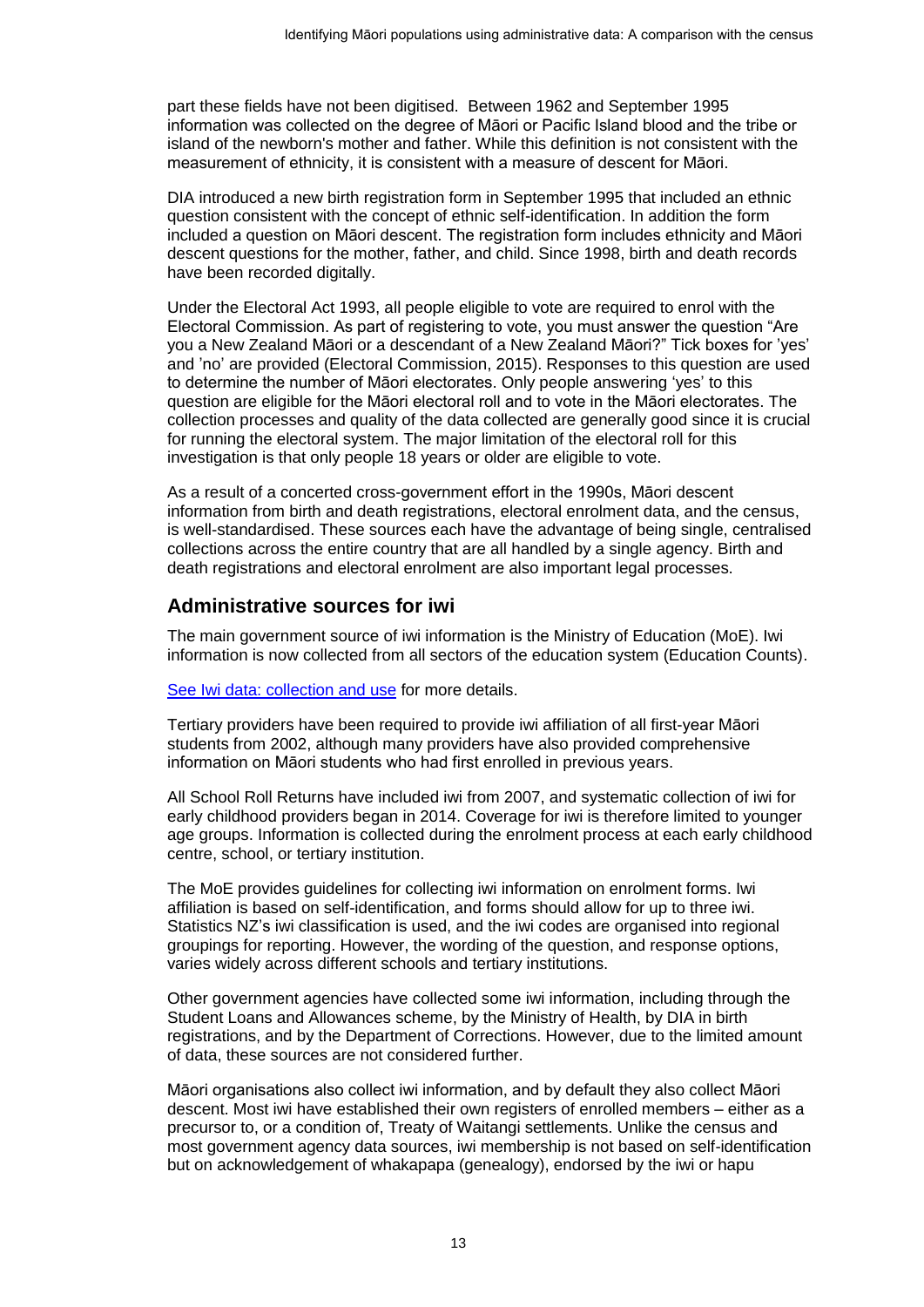part these fields have not been digitised. Between 1962 and September 1995 information was collected on the degree of Māori or Pacific Island blood and the tribe or island of the newborn's mother and father. While this definition is not consistent with the measurement of ethnicity, it is consistent with a measure of descent for Māori.

DIA introduced a new birth registration form in September 1995 that included an ethnic question consistent with the concept of ethnic self-identification. In addition the form included a question on Māori descent. The registration form includes ethnicity and Māori descent questions for the mother, father, and child. Since 1998, birth and death records have been recorded digitally.

Under the Electoral Act 1993, all people eligible to vote are required to enrol with the Electoral Commission. As part of registering to vote, you must answer the question "Are you a New Zealand Māori or a descendant of a New Zealand Māori?" Tick boxes for 'yes' and 'no' are provided (Electoral Commission, 2015). Responses to this question are used to determine the number of Māori electorates. Only people answering 'yes' to this question are eligible for the Māori electoral roll and to vote in the Māori electorates. The collection processes and quality of the data collected are generally good since it is crucial for running the electoral system. The major limitation of the electoral roll for this investigation is that only people 18 years or older are eligible to vote.

As a result of a concerted cross-government effort in the 1990s, Māori descent information from birth and death registrations, electoral enrolment data, and the census, is well-standardised. These sources each have the advantage of being single, centralised collections across the entire country that are all handled by a single agency. Birth and death registrations and electoral enrolment are also important legal processes.

## Administrative sources for iwi

The main government source of iwi information is the Ministry of Education (MoE). Iwi information is now collected from all sectors of the education system (Education Counts).

See Iwi data: collection and use for more details.

Tertiary providers have been required to provide iwi affiliation of all first-year Māori students from 2002, although many providers have also provided comprehensive information on Māori students who had first enrolled in previous years.

All School Roll Returns have included iwi from 2007, and systematic collection of iwi for early childhood providers began in 2014. Coverage for iwi is therefore limited to younger age groups. Information is collected during the enrolment process at each early childhood centre, school, or tertiary institution.

The MoE provides guidelines for collecting iwi information on enrolment forms. Iwi affiliation is based on self-identification, and forms should allow for up to three iwi. Statistics NZ's iwi classification is used, and the iwi codes are organised into regional groupings for reporting. However, the wording of the question, and response options, varies widely across different schools and tertiary institutions.

Other government agencies have collected some iwi information, including through the Student Loans and Allowances scheme, by the Ministry of Health, by DIA in birth registrations, and by the Department of Corrections. However, due to the limited amount of data, these sources are not considered further.

Māori organisations also collect iwi information, and by default they also collect Māori descent. Most iwi have established their own registers of enrolled members – either as a precursor to, or a condition of, Treaty of Waitangi settlements. Unlike the census and most government agency data sources, iwi membership is not based on self-identification but on acknowledgement of whakapapa (genealogy), endorsed by the iwi or hapu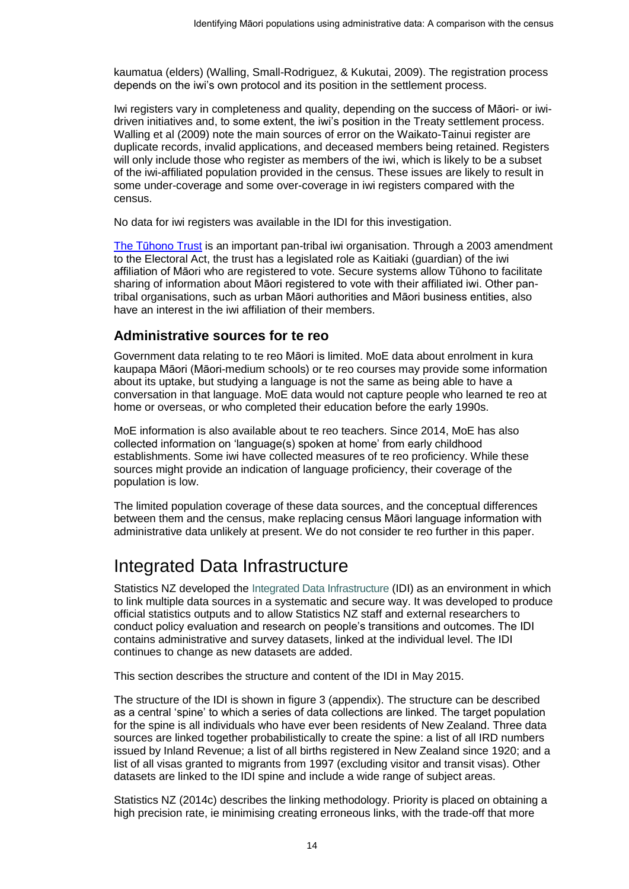kaumatua (elders) (Walling, Small-Rodriguez, & Kukutai, 2009). The registration process depends on the iwi's own protocol and its position in the settlement process.

Iwi registers vary in completeness and quality, depending on the success of Māori- or iwi-driven initiatives and, to some extent, the iwi's position in the Treaty settlement process. Walling et al (2009) note the main sources of error on the Waikato-Tainui register are duplicate records, invalid applications, and deceased members being retained. Registers will only include those who register as members of the iwi, which is likely to be a subset of the iwi-affiliated population provided in the census. These issues are likely to result in some under-coverage and some over-coverage in iwi registers compared with the census.

No data for iwi registers was available in the IDI for this investigation.

The Tūhono Trust is an important pan-tribal iwi organisation. Through a 2003 amendment to the Electoral Act, the trust has a legislated role as Kaitiaki (guardian) of the iwi affiliation of Māori who are registered to vote. Secure systems allow Tūhono to facilitate sharing of information about Māori registered to vote with their affiliated iwi. Other pan-tribal organisations, such as urban Māori authorities and Māori business entities, also have an interest in the iwi affiliation of their members.

### Administrative sources for te reo

Government data relating to te reo Māori is limited. MoE data about enrolment in kura kaupapa Māori (Māori-medium schools) or te reo courses may provide some information about its uptake, but studying a language is not the same as being able to have a conversation in that language. MoE data would not capture people who learned te reo at home or overseas, or who completed their education before the early 1990s.

MoE information is also available about te reo teachers. Since 2014, MoE has also collected information on 'language(s) spoken at home' from early childhood establishments. Some iwi have collected measures of te reo proficiency. While these sources might provide an indication of language proficiency, their coverage of the population is low.

The limited population coverage of these data sources, and the conceptual differences between them and the census, make replacing census Māori language information with administrative data unlikely at present. We do not consider te reo further in this paper.

## Integrated Data Infrastructure

Statistics NZ developed the Integrated Data Infrastructure (IDI) as an environment in which to link multiple data sources in a systematic and secure way. It was developed to produce official statistics outputs and to allow Statistics NZ staff and external researchers to conduct policy evaluation and research on people's transitions and outcomes. The IDI contains administrative and survey datasets, linked at the individual level. The IDI continues to change as new datasets are added.

This section describes the structure and content of the IDI in May 2015.

The structure of the IDI is shown in figure 3 (appendix). The structure can be described as a central 'spine' to which a series of data collections are linked. The target population for the spine is all individuals who have ever been residents of New Zealand. Three data sources are linked together probabilistically to create the spine: a list of all IRD numbers issued by Inland Revenue; a list of all births registered in New Zealand since 1920; and a list of all visas granted to migrants from 1997 (excluding visitor and transit visas). Other datasets are linked to the IDI spine and include a wide range of subject areas.

Statistics NZ (2014c) describes the linking methodology. Priority is placed on obtaining a high precision rate, ie minimising creating erroneous links, with the trade-off that more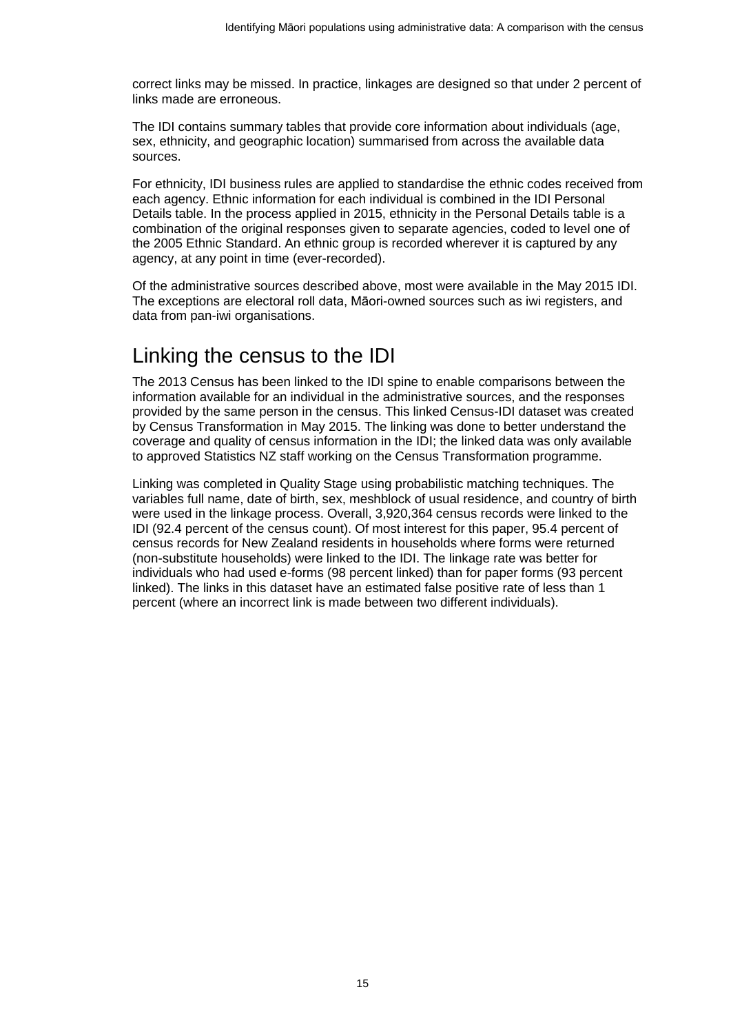correct links may be missed. In practice, linkages are designed so that under 2 percent of links made are erroneous.

The IDI contains summary tables that provide core information about individuals (age, sex, ethnicity, and geographic location) summarised from across the available data sources.

For ethnicity, IDI business rules are applied to standardise the ethnic codes received from each agency. Ethnic information for each individual is combined in the IDI Personal Details table. In the process applied in 2015, ethnicity in the Personal Details table is a combination of the original responses given to separate agencies, coded to level one of the 2005 Ethnic Standard. An ethnic group is recorded wherever it is captured by any agency, at any point in time (ever-recorded).

Of the administrative sources described above, most were available in the May 2015 IDI. The exceptions are electoral roll data, Māori-owned sources such as iwi registers, and data from pan-iwi organisations.

# Linking the census to the IDI

The 2013 Census has been linked to the IDI spine to enable comparisons between the information available for an individual in the administrative sources, and the responses provided by the same person in the census. This linked Census-IDI dataset was created by Census Transformation in May 2015. The linking was done to better understand the coverage and quality of census information in the IDI; the linked data was only available to approved Statistics NZ staff working on the Census Transformation programme.

Linking was completed in Quality Stage using probabilistic matching techniques. The variables full name, date of birth, sex, meshblock of usual residence, and country of birth were used in the linkage process. Overall, 3,920,364 census records were linked to the IDI (92.4 percent of the census count). Of most interest for this paper, 95.4 percent of census records for New Zealand residents in households where forms were returned (non-substitute households) were linked to the IDI. The linkage rate was better for individuals who had used e-forms (98 percent linked) than for paper forms (93 percent linked). The links in this dataset have an estimated false positive rate of less than 1 percent (where an incorrect link is made between two different individuals).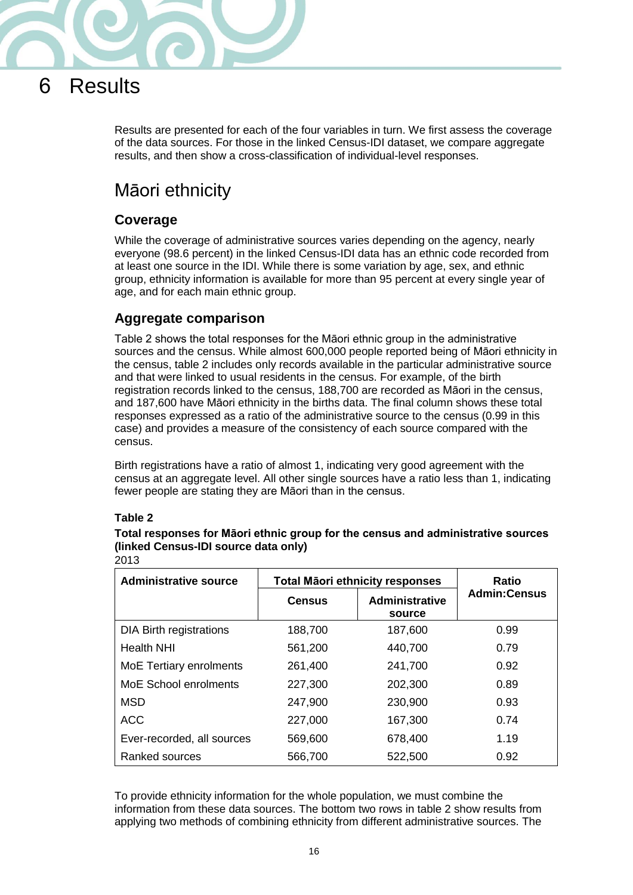# 6 Results

Results are presented for each of the four variables in turn. We first assess the coverage of the data sources. For those in the linked Census-IDI dataset, we compare aggregate results, and then show a cross-classification of individual-level responses.

## Māori ethnicity

### Coverage

While the coverage of administrative sources varies depending on the agency, nearly everyone (98.6 percent) in the linked Census-IDI data has an ethnic code recorded from at least one source in the IDI. While there is some variation by age, sex, and ethnic group, ethnicity information is available for more than 95 percent at every single year of age, and for each main ethnic group.

### Aggregate comparison

Table 2 shows the total responses for the Māori ethnic group in the administrative sources and the census. While almost 600,000 people reported being of Māori ethnicity in the census, table 2 includes only records available in the particular administrative source and that were linked to usual residents in the census. For example, of the birth registration records linked to the census, 188,700 are recorded as Māori in the census, and 187,600 have Māori ethnicity in the births data. The final column shows these total responses expressed as a ratio of the administrative source to the census (0.99 in this case) and provides a measure of the consistency of each source compared with the census.

Birth registrations have a ratio of almost 1, indicating very good agreement with the census at an aggregate level. All other single sources have a ratio less than 1, indicating fewer people are stating they are Māori than in the census.

**Table 2**

**Total responses for Māori ethnic group for the census and administrative sources (linked Census-IDI source data only)**

2013

| Administrative source | Total Māori ethnicity responses | | Ratio Admin:Census |
|---|---|---|---|
| | Census | Administrative source | |
| DIA Birth registrations | 188,700 | 187,600 | 0.99 |
| Health NHI | 561,200 | 440,700 | 0.79 |
| MoE Tertiary enrolments | 261,400 | 241,700 | 0.92 |
| MoE School enrolments | 227,300 | 202,300 | 0.89 |
| MSD | 247,900 | 230,900 | 0.93 |
| ACC | 227,000 | 167,300 | 0.74 |
| Ever-recorded, all sources | 569,600 | 678,400 | 1.19 |
| Ranked sources | 566,700 | 522,500 | 0.92 |

To provide ethnicity information for the whole population, we must combine the information from these data sources. The bottom two rows in table 2 show results from applying two methods of combining ethnicity from different administrative sources. The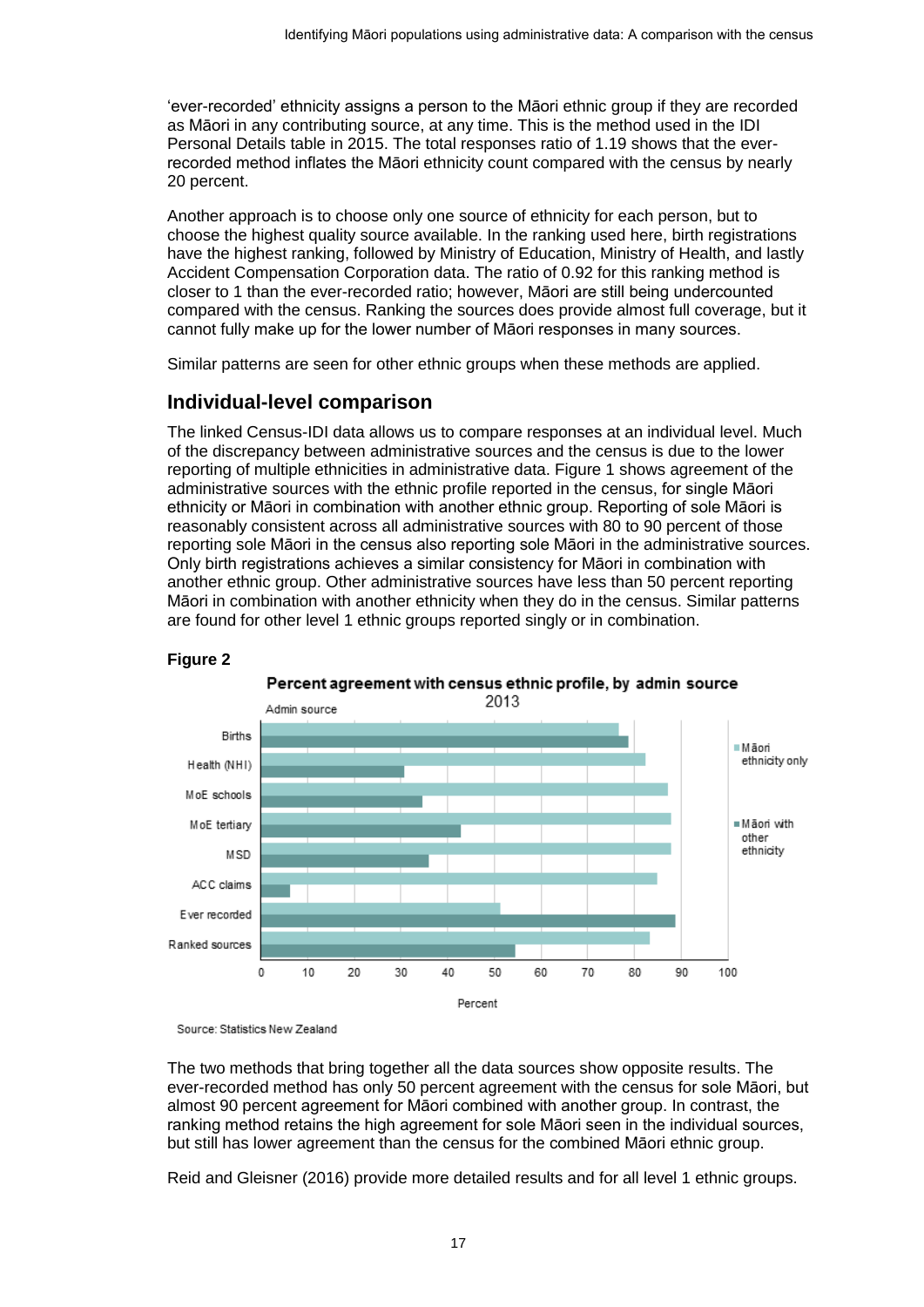'ever-recorded' ethnicity assigns a person to the Māori ethnic group if they are recorded as Māori in any contributing source, at any time. This is the method used in the IDI Personal Details table in 2015. The total responses ratio of 1.19 shows that the ever-recorded method inflates the Māori ethnicity count compared with the census by nearly 20 percent.

Another approach is to choose only one source of ethnicity for each person, but to choose the highest quality source available. In the ranking used here, birth registrations have the highest ranking, followed by Ministry of Education, Ministry of Health, and lastly Accident Compensation Corporation data. The ratio of 0.92 for this ranking method is closer to 1 than the ever-recorded ratio; however, Māori are still being undercounted compared with the census. Ranking the sources does provide almost full coverage, but it cannot fully make up for the lower number of Māori responses in many sources.

Similar patterns are seen for other ethnic groups when these methods are applied.

## Individual-level comparison

The linked Census-IDI data allows us to compare responses at an individual level. Much of the discrepancy between administrative sources and the census is due to the lower reporting of multiple ethnicities in administrative data. Figure 1 shows agreement of the administrative sources with the ethnic profile reported in the census, for single Māori ethnicity or Māori in combination with another ethnic group. Reporting of sole Māori is reasonably consistent across all administrative sources with 80 to 90 percent of those reporting sole Māori in the census also reporting sole Māori in the administrative sources. Only birth registrations achieves a similar consistency for Māori in combination with another ethnic group. Other administrative sources have less than 50 percent reporting Māori in combination with another ethnicity when they do in the census. Similar patterns are found for other level 1 ethnic groups reported singly or in combination.

**Figure 2**

**Percent agreement with census ethnic profile, by admin source**
2013

| Admin source | Māori ethnicity only | Māori with other ethnicity |
|---|---|---|
| Births | 77 | 79 |
| Health (NHI) | 82 | 31 |
| MoE schools | 87 | 35 |
| MoE tertiary | 88 | 43 |
| MSD | 88 | 36 |
| ACC claims | 85 | 6 |
| Ever recorded | 51 | 89 |
| Ranked sources | 83 | 54 |

Source: Statistics New Zealand

The two methods that bring together all the data sources show opposite results. The ever-recorded method has only 50 percent agreement with the census for sole Māori, but almost 90 percent agreement for Māori combined with another group. In contrast, the ranking method retains the high agreement for sole Māori seen in the individual sources, but still has lower agreement than the census for the combined Māori ethnic group.

Reid and Gleisner (2016) provide more detailed results and for all level 1 ethnic groups.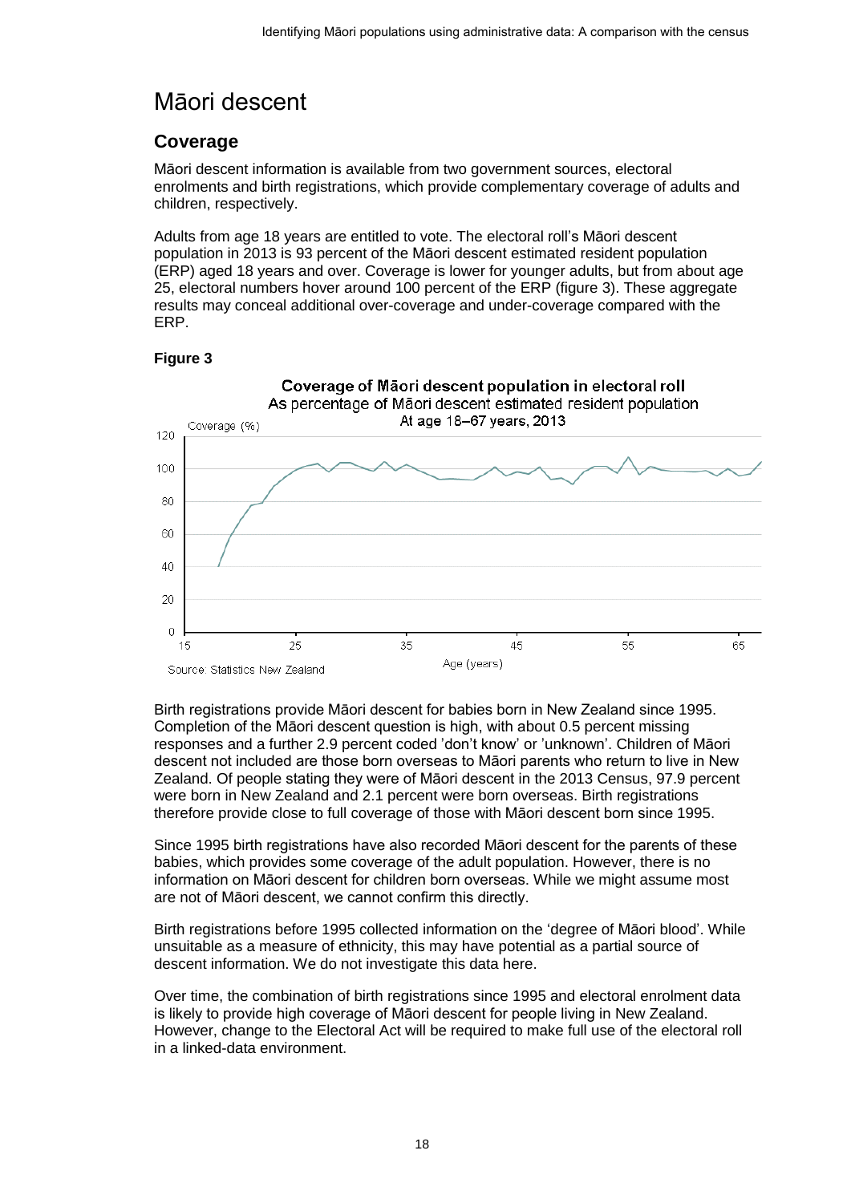# Māori descent

## Coverage

Māori descent information is available from two government sources, electoral enrolments and birth registrations, which provide complementary coverage of adults and children, respectively.

Adults from age 18 years are entitled to vote. The electoral roll's Māori descent population in 2013 is 93 percent of the Māori descent estimated resident population (ERP) aged 18 years and over. Coverage is lower for younger adults, but from about age 25, electoral numbers hover around 100 percent of the ERP (figure 3). These aggregate results may conceal additional over-coverage and under-coverage compared with the ERP.

**Figure 3**

Coverage of Māori descent population in electoral roll
As percentage of Māori descent estimated resident population
At age 18–67 years, 2013

Source: Statistics New Zealand

Birth registrations provide Māori descent for babies born in New Zealand since 1995. Completion of the Māori descent question is high, with about 0.5 percent missing responses and a further 2.9 percent coded 'don't know' or 'unknown'. Children of Māori descent not included are those born overseas to Māori parents who return to live in New Zealand. Of people stating they were of Māori descent in the 2013 Census, 97.9 percent were born in New Zealand and 2.1 percent were born overseas. Birth registrations therefore provide close to full coverage of those with Māori descent born since 1995.

Since 1995 birth registrations have also recorded Māori descent for the parents of these babies, which provides some coverage of the adult population. However, there is no information on Māori descent for children born overseas. While we might assume most are not of Māori descent, we cannot confirm this directly.

Birth registrations before 1995 collected information on the 'degree of Māori blood'. While unsuitable as a measure of ethnicity, this may have potential as a partial source of descent information. We do not investigate this data here.

Over time, the combination of birth registrations since 1995 and electoral enrolment data is likely to provide high coverage of Māori descent for people living in New Zealand. However, change to the Electoral Act will be required to make full use of the electoral roll in a linked-data environment.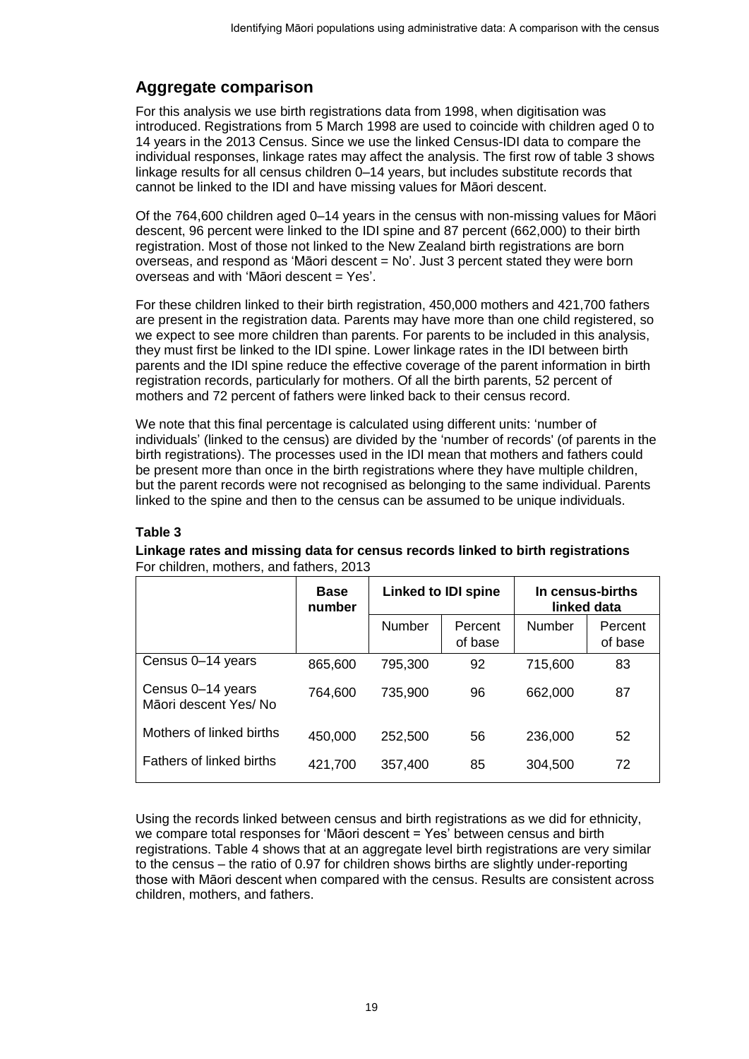## Aggregate comparison

For this analysis we use birth registrations data from 1998, when digitisation was introduced. Registrations from 5 March 1998 are used to coincide with children aged 0 to 14 years in the 2013 Census. Since we use the linked Census-IDI data to compare the individual responses, linkage rates may affect the analysis. The first row of table 3 shows linkage results for all census children 0–14 years, but includes substitute records that cannot be linked to the IDI and have missing values for Māori descent.

Of the 764,600 children aged 0–14 years in the census with non-missing values for Māori descent, 96 percent were linked to the IDI spine and 87 percent (662,000) to their birth registration. Most of those not linked to the New Zealand birth registrations are born overseas, and respond as 'Māori descent = No'. Just 3 percent stated they were born overseas and with 'Māori descent = Yes'.

For these children linked to their birth registration, 450,000 mothers and 421,700 fathers are present in the registration data. Parents may have more than one child registered, so we expect to see more children than parents. For parents to be included in this analysis, they must first be linked to the IDI spine. Lower linkage rates in the IDI between birth parents and the IDI spine reduce the effective coverage of the parent information in birth registration records, particularly for mothers. Of all the birth parents, 52 percent of mothers and 72 percent of fathers were linked back to their census record.

We note that this final percentage is calculated using different units: 'number of individuals' (linked to the census) are divided by the 'number of records' (of parents in the birth registrations). The processes used in the IDI mean that mothers and fathers could be present more than once in the birth registrations where they have multiple children, but the parent records were not recognised as belonging to the same individual. Parents linked to the spine and then to the census can be assumed to be unique individuals.

**Table 3**

**Linkage rates and missing data for census records linked to birth registrations**
For children, mothers, and fathers, 2013

| | Base number | Linked to IDI spine | | In census-births linked data | |
|---|---|---|---|---|---|
| | | Number | Percent of base | Number | Percent of base |
| Census 0–14 years | 865,600 | 795,300 | 92 | 715,600 | 83 |
| Census 0–14 years Māori descent Yes/ No | 764,600 | 735,900 | 96 | 662,000 | 87 |
| Mothers of linked births | 450,000 | 252,500 | 56 | 236,000 | 52 |
| Fathers of linked births | 421,700 | 357,400 | 85 | 304,500 | 72 |

Using the records linked between census and birth registrations as we did for ethnicity, we compare total responses for 'Māori descent = Yes' between census and birth registrations. Table 4 shows that at an aggregate level birth registrations are very similar to the census – the ratio of 0.97 for children shows births are slightly under-reporting those with Māori descent when compared with the census. Results are consistent across children, mothers, and fathers.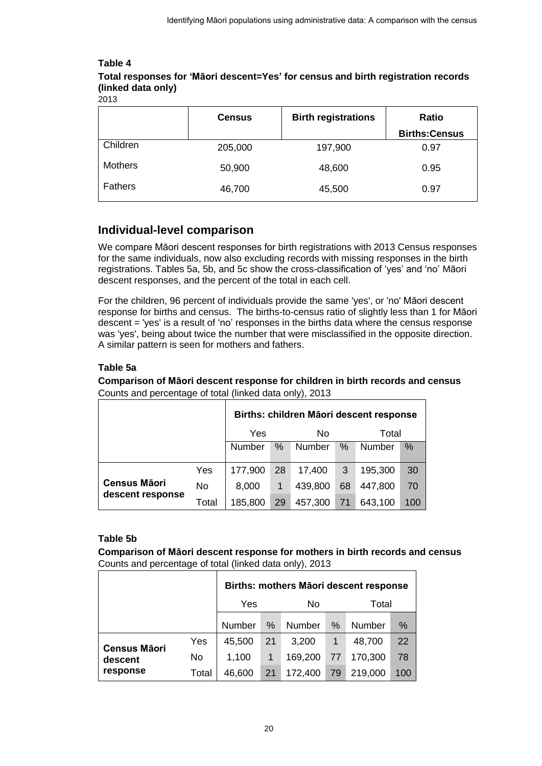**Table 4**

**Total responses for 'Māori descent=Yes' for census and birth registration records (linked data only)**

2013

| | Census | Birth registrations | Ratio Births:Census |
|---|---|---|---|
| Children | 205,000 | 197,900 | 0.97 |
| Mothers | 50,900 | 48,600 | 0.95 |
| Fathers | 46,700 | 45,500 | 0.97 |

## Individual-level comparison

We compare Māori descent responses for birth registrations with 2013 Census responses for the same individuals, now also excluding records with missing responses in the birth registrations. Tables 5a, 5b, and 5c show the cross-classification of 'yes' and 'no' Māori descent responses, and the percent of the total in each cell.

For the children, 96 percent of individuals provide the same 'yes', or 'no' Māori descent response for births and census. The births-to-census ratio of slightly less than 1 for Māori descent = 'yes' is a result of 'no' responses in the births data where the census response was 'yes', being about twice the number that were misclassified in the opposite direction. A similar pattern is seen for mothers and fathers.

**Table 5a**

**Comparison of Māori descent response for children in birth records and census**

Counts and percentage of total (linked data only), 2013

| | | Births: children Māori descent response | | | | | |
|---|---|---|---|---|---|---|---|
| | | Yes | | No | | Total | |
| | | Number | % | Number | % | Number | % |
| **Census Māori descent response** | Yes | 177,900 | 28 | 17,400 | 3 | 195,300 | 30 |
| | No | 8,000 | 1 | 439,800 | 68 | 447,800 | 70 |
| | Total | 185,800 | 29 | 457,300 | 71 | 643,100 | 100 |

**Table 5b**

**Comparison of Māori descent response for mothers in birth records and census**

Counts and percentage of total (linked data only), 2013

| | | Births: mothers Māori descent response | | | | | |
|---|---|---|---|---|---|---|---|
| | | Yes | | No | | Total | |
| | | Number | % | Number | % | Number | % |
| **Census Māori descent response** | Yes | 45,500 | 21 | 3,200 | 1 | 48,700 | 22 |
| | No | 1,100 | 1 | 169,200 | 77 | 170,300 | 78 |
| | Total | 46,600 | 21 | 172,400 | 79 | 219,000 | 100 |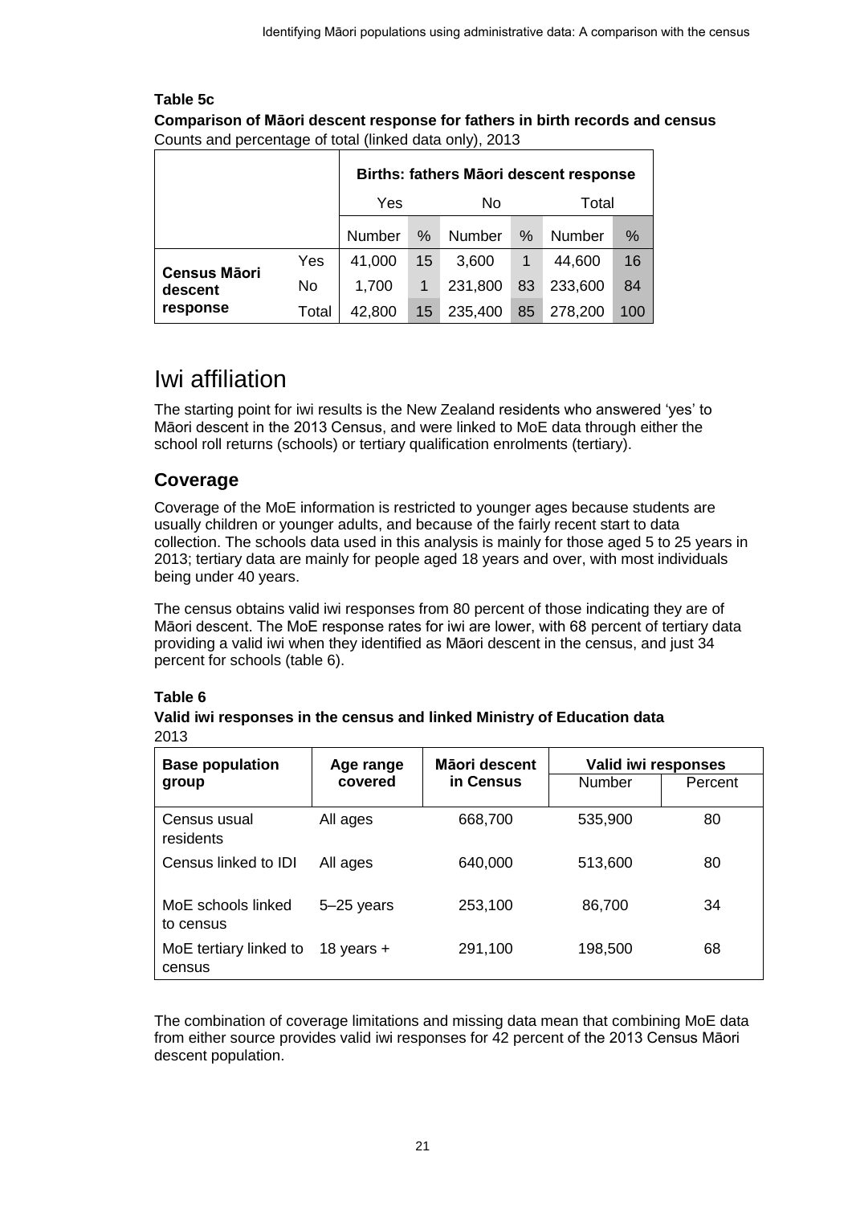**Table 5c**

**Comparison of Māori descent response for fathers in birth records and census**

Counts and percentage of total (linked data only), 2013

| | | Births: fathers Māori descent response | | | | | |
|---|---|---|---|---|---|---|---|
| | | Yes | | No | | Total | |
| | | Number | % | Number | % | Number | % |
| **Census Māori descent response** | Yes | 41,000 | 15 | 3,600 | 1 | 44,600 | 16 |
| | No | 1,700 | 1 | 231,800 | 83 | 233,600 | 84 |
| | Total | 42,800 | 15 | 235,400 | 85 | 278,200 | 100 |

# Iwi affiliation

The starting point for iwi results is the New Zealand residents who answered 'yes' to Māori descent in the 2013 Census, and were linked to MoE data through either the school roll returns (schools) or tertiary qualification enrolments (tertiary).

## Coverage

Coverage of the MoE information is restricted to younger ages because students are usually children or younger adults, and because of the fairly recent start to data collection. The schools data used in this analysis is mainly for those aged 5 to 25 years in 2013; tertiary data are mainly for people aged 18 years and over, with most individuals being under 40 years.

The census obtains valid iwi responses from 80 percent of those indicating they are of Māori descent. The MoE response rates for iwi are lower, with 68 percent of tertiary data providing a valid iwi when they identified as Māori descent in the census, and just 34 percent for schools (table 6).

**Table 6**

**Valid iwi responses in the census and linked Ministry of Education data**

2013

| Base population group | Age range covered | Māori descent in Census | Valid iwi responses | |
|---|---|---|---|---|
| | | | Number | Percent |
| Census usual residents | All ages | 668,700 | 535,900 | 80 |
| Census linked to IDI | All ages | 640,000 | 513,600 | 80 |
| MoE schools linked to census | 5–25 years | 253,100 | 86,700 | 34 |
| MoE tertiary linked to census | 18 years + | 291,100 | 198,500 | 68 |

The combination of coverage limitations and missing data mean that combining MoE data from either source provides valid iwi responses for 42 percent of the 2013 Census Māori descent population.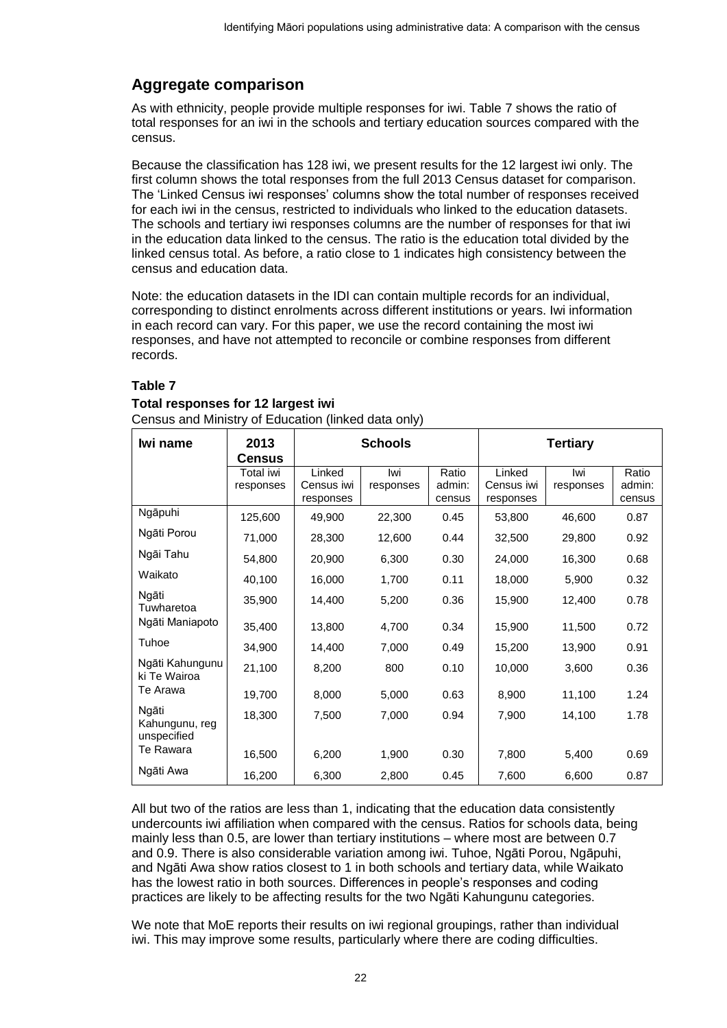## Aggregate comparison

As with ethnicity, people provide multiple responses for iwi. Table 7 shows the ratio of total responses for an iwi in the schools and tertiary education sources compared with the census.

Because the classification has 128 iwi, we present results for the 12 largest iwi only. The first column shows the total responses from the full 2013 Census dataset for comparison. The 'Linked Census iwi responses' columns show the total number of responses received for each iwi in the census, restricted to individuals who linked to the education datasets. The schools and tertiary iwi responses columns are the number of responses for that iwi in the education data linked to the census. The ratio is the education total divided by the linked census total. As before, a ratio close to 1 indicates high consistency between the census and education data.

Note: the education datasets in the IDI can contain multiple records for an individual, corresponding to distinct enrolments across different institutions or years. Iwi information in each record can vary. For this paper, we use the record containing the most iwi responses, and have not attempted to reconcile or combine responses from different records.

**Table 7**

**Total responses for 12 largest iwi**

Census and Ministry of Education (linked data only)

| Iwi name | 2013 Census | Schools | | | Tertiary | | |
|---|---|---|---|---|---|---|---|
| | Total iwi responses | Linked Census iwi responses | Iwi responses | Ratio admin: census | Linked Census iwi responses | Iwi responses | Ratio admin: census |
| Ngāpuhi | 125,600 | 49,900 | 22,300 | 0.45 | 53,800 | 46,600 | 0.87 |
| Ngāti Porou | 71,000 | 28,300 | 12,600 | 0.44 | 32,500 | 29,800 | 0.92 |
| Ngāi Tahu | 54,800 | 20,900 | 6,300 | 0.30 | 24,000 | 16,300 | 0.68 |
| Waikato | 40,100 | 16,000 | 1,700 | 0.11 | 18,000 | 5,900 | 0.32 |
| Ngāti Tuwharetoa | 35,900 | 14,400 | 5,200 | 0.36 | 15,900 | 12,400 | 0.78 |
| Ngāti Maniapoto | 35,400 | 13,800 | 4,700 | 0.34 | 15,900 | 11,500 | 0.72 |
| Tuhoe | 34,900 | 14,400 | 7,000 | 0.49 | 15,200 | 13,900 | 0.91 |
| Ngāti Kahungunu ki Te Wairoa | 21,100 | 8,200 | 800 | 0.10 | 10,000 | 3,600 | 0.36 |
| Te Arawa | 19,700 | 8,000 | 5,000 | 0.63 | 8,900 | 11,100 | 1.24 |
| Ngāti Kahungunu, reg unspecified | 18,300 | 7,500 | 7,000 | 0.94 | 7,900 | 14,100 | 1.78 |
| Te Rawara | 16,500 | 6,200 | 1,900 | 0.30 | 7,800 | 5,400 | 0.69 |
| Ngāti Awa | 16,200 | 6,300 | 2,800 | 0.45 | 7,600 | 6,600 | 0.87 |

All but two of the ratios are less than 1, indicating that the education data consistently undercounts iwi affiliation when compared with the census. Ratios for schools data, being mainly less than 0.5, are lower than tertiary institutions – where most are between 0.7 and 0.9. There is also considerable variation among iwi. Tuhoe, Ngāti Porou, Ngāpuhi, and Ngāti Awa show ratios closest to 1 in both schools and tertiary data, while Waikato has the lowest ratio in both sources. Differences in people's responses and coding practices are likely to be affecting results for the two Ngāti Kahungunu categories.

We note that MoE reports their results on iwi regional groupings, rather than individual iwi. This may improve some results, particularly where there are coding difficulties.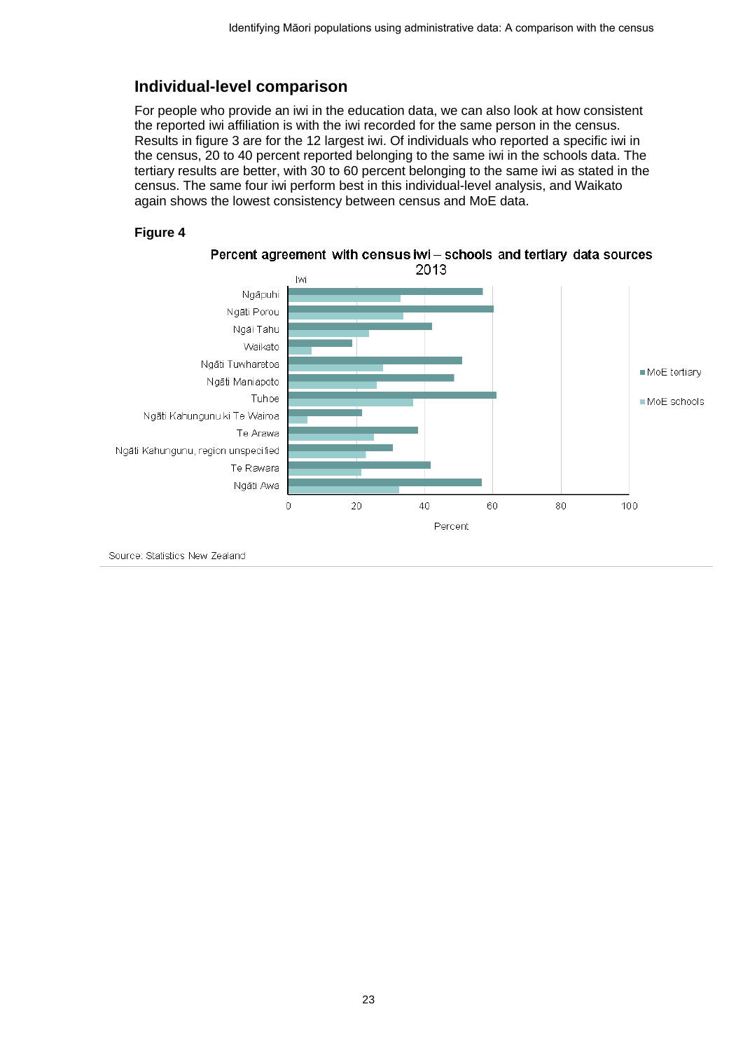## Individual-level comparison

For people who provide an iwi in the education data, we can also look at how consistent the reported iwi affiliation is with the iwi recorded for the same person in the census. Results in figure 3 are for the 12 largest iwi. Of individuals who reported a specific iwi in the census, 20 to 40 percent reported belonging to the same iwi in the schools data. The tertiary results are better, with 30 to 60 percent belonging to the same iwi as stated in the census. The same four iwi perform best in this individual-level analysis, and Waikato again shows the lowest consistency between census and MoE data.

### Figure 4

Percent agreement with census iwi – schools and tertiary data sources
2013

Iwi: Ngāpuhi, Ngāti Porou, Ngāi Tahu, Waikato, Ngāti Tuwharetoa, Ngāti Maniapoto, Tuhoe, Ngāti Kahungunu ki Te Wairoa, Te Arawa, Ngāti Kahungunu, region unspecified, Te Rawara, Ngāti Awa

Series: MoE tertiary, MoE schools

Percent: 0, 20, 40, 60, 80, 100

Source: Statistics New Zealand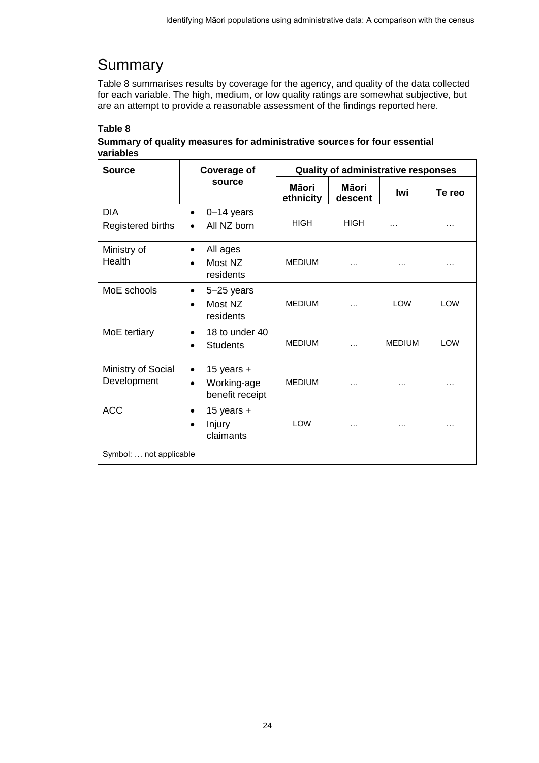# Summary

Table 8 summarises results by coverage for the agency, and quality of the data collected for each variable. The high, medium, or low quality ratings are somewhat subjective, but are an attempt to provide a reasonable assessment of the findings reported here.

**Table 8**

**Summary of quality measures for administrative sources for four essential variables**

| Source | Coverage of source | Quality of administrative responses | | | |
|---|---|---|---|---|---|
| | | **Māori ethnicity** | **Māori descent** | **Iwi** | **Te reo** |
| DIA Registered births | • 0–14 years<br>• All NZ born | HIGH | HIGH | … | … |
| Ministry of Health | • All ages<br>• Most NZ residents | MEDIUM | … | … | … |
| MoE schools | • 5–25 years<br>• Most NZ residents | MEDIUM | … | LOW | LOW |
| MoE tertiary | • 18 to under 40<br>• Students | MEDIUM | … | MEDIUM | LOW |
| Ministry of Social Development | • 15 years +<br>• Working-age benefit receipt | MEDIUM | … | … | … |
| ACC | • 15 years +<br>• Injury claimants | LOW | … | … | … |

Symbol: … not applicable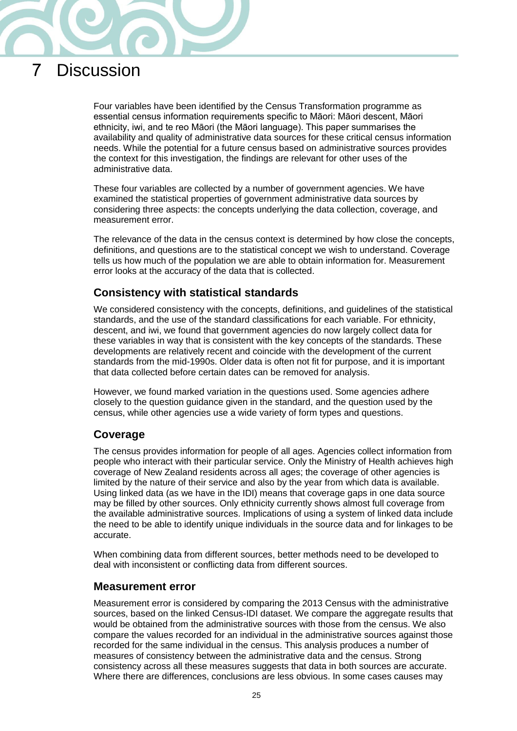# 7 Discussion

Four variables have been identified by the Census Transformation programme as essential census information requirements specific to Māori: Māori descent, Māori ethnicity, iwi, and te reo Māori (the Māori language). This paper summarises the availability and quality of administrative data sources for these critical census information needs. While the potential for a future census based on administrative sources provides the context for this investigation, the findings are relevant for other uses of the administrative data.

These four variables are collected by a number of government agencies. We have examined the statistical properties of government administrative data sources by considering three aspects: the concepts underlying the data collection, coverage, and measurement error.

The relevance of the data in the census context is determined by how close the concepts, definitions, and questions are to the statistical concept we wish to understand. Coverage tells us how much of the population we are able to obtain information for. Measurement error looks at the accuracy of the data that is collected.

## Consistency with statistical standards

We considered consistency with the concepts, definitions, and guidelines of the statistical standards, and the use of the standard classifications for each variable. For ethnicity, descent, and iwi, we found that government agencies do now largely collect data for these variables in way that is consistent with the key concepts of the standards. These developments are relatively recent and coincide with the development of the current standards from the mid-1990s. Older data is often not fit for purpose, and it is important that data collected before certain dates can be removed for analysis.

However, we found marked variation in the questions used. Some agencies adhere closely to the question guidance given in the standard, and the question used by the census, while other agencies use a wide variety of form types and questions.

## Coverage

The census provides information for people of all ages. Agencies collect information from people who interact with their particular service. Only the Ministry of Health achieves high coverage of New Zealand residents across all ages; the coverage of other agencies is limited by the nature of their service and also by the year from which data is available. Using linked data (as we have in the IDI) means that coverage gaps in one data source may be filled by other sources. Only ethnicity currently shows almost full coverage from the available administrative sources. Implications of using a system of linked data include the need to be able to identify unique individuals in the source data and for linkages to be accurate.

When combining data from different sources, better methods need to be developed to deal with inconsistent or conflicting data from different sources.

## Measurement error

Measurement error is considered by comparing the 2013 Census with the administrative sources, based on the linked Census-IDI dataset. We compare the aggregate results that would be obtained from the administrative sources with those from the census. We also compare the values recorded for an individual in the administrative sources against those recorded for the same individual in the census. This analysis produces a number of measures of consistency between the administrative data and the census. Strong consistency across all these measures suggests that data in both sources are accurate. Where there are differences, conclusions are less obvious. In some cases causes may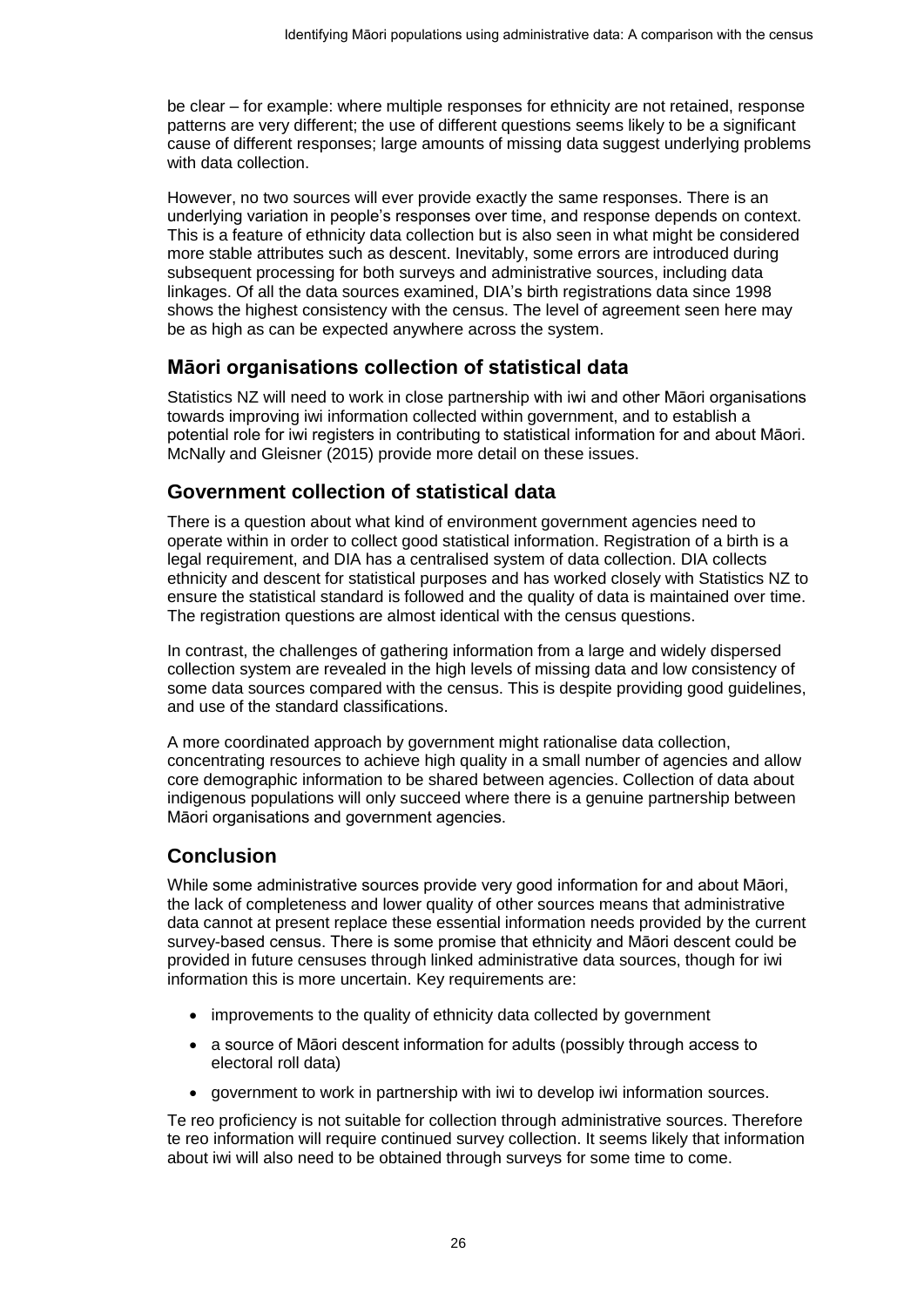be clear – for example: where multiple responses for ethnicity are not retained, response patterns are very different; the use of different questions seems likely to be a significant cause of different responses; large amounts of missing data suggest underlying problems with data collection.

However, no two sources will ever provide exactly the same responses. There is an underlying variation in people's responses over time, and response depends on context. This is a feature of ethnicity data collection but is also seen in what might be considered more stable attributes such as descent. Inevitably, some errors are introduced during subsequent processing for both surveys and administrative sources, including data linkages. Of all the data sources examined, DIA's birth registrations data since 1998 shows the highest consistency with the census. The level of agreement seen here may be as high as can be expected anywhere across the system.

## Māori organisations collection of statistical data

Statistics NZ will need to work in close partnership with iwi and other Māori organisations towards improving iwi information collected within government, and to establish a potential role for iwi registers in contributing to statistical information for and about Māori. McNally and Gleisner (2015) provide more detail on these issues.

## Government collection of statistical data

There is a question about what kind of environment government agencies need to operate within in order to collect good statistical information. Registration of a birth is a legal requirement, and DIA has a centralised system of data collection. DIA collects ethnicity and descent for statistical purposes and has worked closely with Statistics NZ to ensure the statistical standard is followed and the quality of data is maintained over time. The registration questions are almost identical with the census questions.

In contrast, the challenges of gathering information from a large and widely dispersed collection system are revealed in the high levels of missing data and low consistency of some data sources compared with the census. This is despite providing good guidelines, and use of the standard classifications.

A more coordinated approach by government might rationalise data collection, concentrating resources to achieve high quality in a small number of agencies and allow core demographic information to be shared between agencies. Collection of data about indigenous populations will only succeed where there is a genuine partnership between Māori organisations and government agencies.

## Conclusion

While some administrative sources provide very good information for and about Māori, the lack of completeness and lower quality of other sources means that administrative data cannot at present replace these essential information needs provided by the current survey-based census. There is some promise that ethnicity and Māori descent could be provided in future censuses through linked administrative data sources, though for iwi information this is more uncertain. Key requirements are:

- improvements to the quality of ethnicity data collected by government
- a source of Māori descent information for adults (possibly through access to electoral roll data)
- government to work in partnership with iwi to develop iwi information sources.

Te reo proficiency is not suitable for collection through administrative sources. Therefore te reo information will require continued survey collection. It seems likely that information about iwi will also need to be obtained through surveys for some time to come.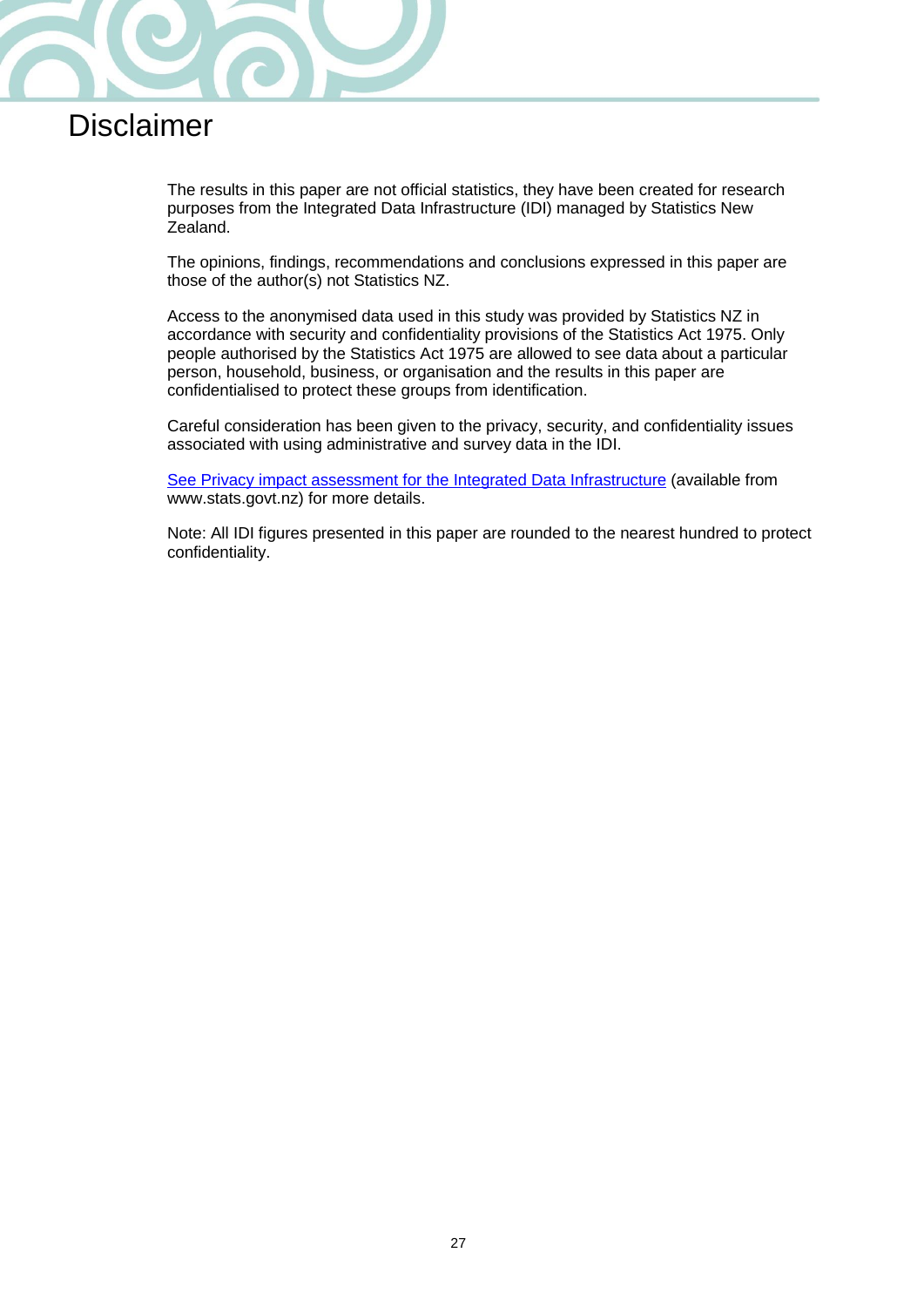# Disclaimer

The results in this paper are not official statistics, they have been created for research purposes from the Integrated Data Infrastructure (IDI) managed by Statistics New Zealand.

The opinions, findings, recommendations and conclusions expressed in this paper are those of the author(s) not Statistics NZ.

Access to the anonymised data used in this study was provided by Statistics NZ in accordance with security and confidentiality provisions of the Statistics Act 1975. Only people authorised by the Statistics Act 1975 are allowed to see data about a particular person, household, business, or organisation and the results in this paper are confidentialised to protect these groups from identification.

Careful consideration has been given to the privacy, security, and confidentiality issues associated with using administrative and survey data in the IDI.

See Privacy impact assessment for the Integrated Data Infrastructure (available from www.stats.govt.nz) for more details.

Note: All IDI figures presented in this paper are rounded to the nearest hundred to protect confidentiality.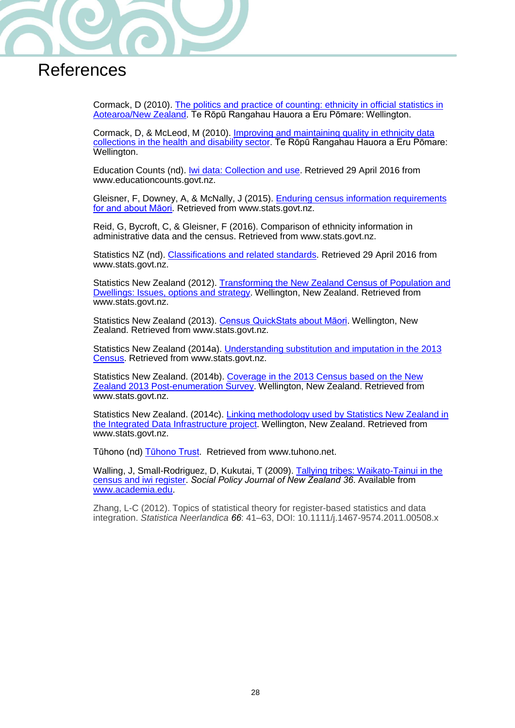# References

Cormack, D (2010). The politics and practice of counting: ethnicity in official statistics in Aotearoa/New Zealand. Te Rōpū Rangahau Hauora a Eru Pōmare: Wellington.

Cormack, D, & McLeod, M (2010). Improving and maintaining quality in ethnicity data collections in the health and disability sector. Te Rōpū Rangahau Hauora a Eru Pōmare: Wellington.

Education Counts (nd). Iwi data: Collection and use. Retrieved 29 April 2016 from www.educationcounts.govt.nz.

Gleisner, F, Downey, A, & McNally, J (2015). Enduring census information requirements for and about Māori. Retrieved from www.stats.govt.nz.

Reid, G, Bycroft, C, & Gleisner, F (2016). Comparison of ethnicity information in administrative data and the census. Retrieved from www.stats.govt.nz.

Statistics NZ (nd). Classifications and related standards. Retrieved 29 April 2016 from www.stats.govt.nz.

Statistics New Zealand (2012). Transforming the New Zealand Census of Population and Dwellings: Issues, options and strategy. Wellington, New Zealand. Retrieved from www.stats.govt.nz.

Statistics New Zealand (2013). Census QuickStats about Māori. Wellington, New Zealand. Retrieved from www.stats.govt.nz.

Statistics New Zealand (2014a). Understanding substitution and imputation in the 2013 Census. Retrieved from www.stats.govt.nz.

Statistics New Zealand. (2014b). Coverage in the 2013 Census based on the New Zealand 2013 Post-enumeration Survey. Wellington, New Zealand. Retrieved from www.stats.govt.nz.

Statistics New Zealand. (2014c). Linking methodology used by Statistics New Zealand in the Integrated Data Infrastructure project. Wellington, New Zealand. Retrieved from www.stats.govt.nz.

Tūhono (nd) Tūhono Trust. Retrieved from www.tuhono.net.

Walling, J, Small-Rodriguez, D, Kukutai, T (2009). Tallying tribes: Waikato-Tainui in the census and iwi register. *Social Policy Journal of New Zealand 36*. Available from www.academia.edu.

Zhang, L-C (2012). Topics of statistical theory for register-based statistics and data integration. *Statistica Neerlandica 66*: 41–63, DOI: 10.1111/j.1467-9574.2011.00508.x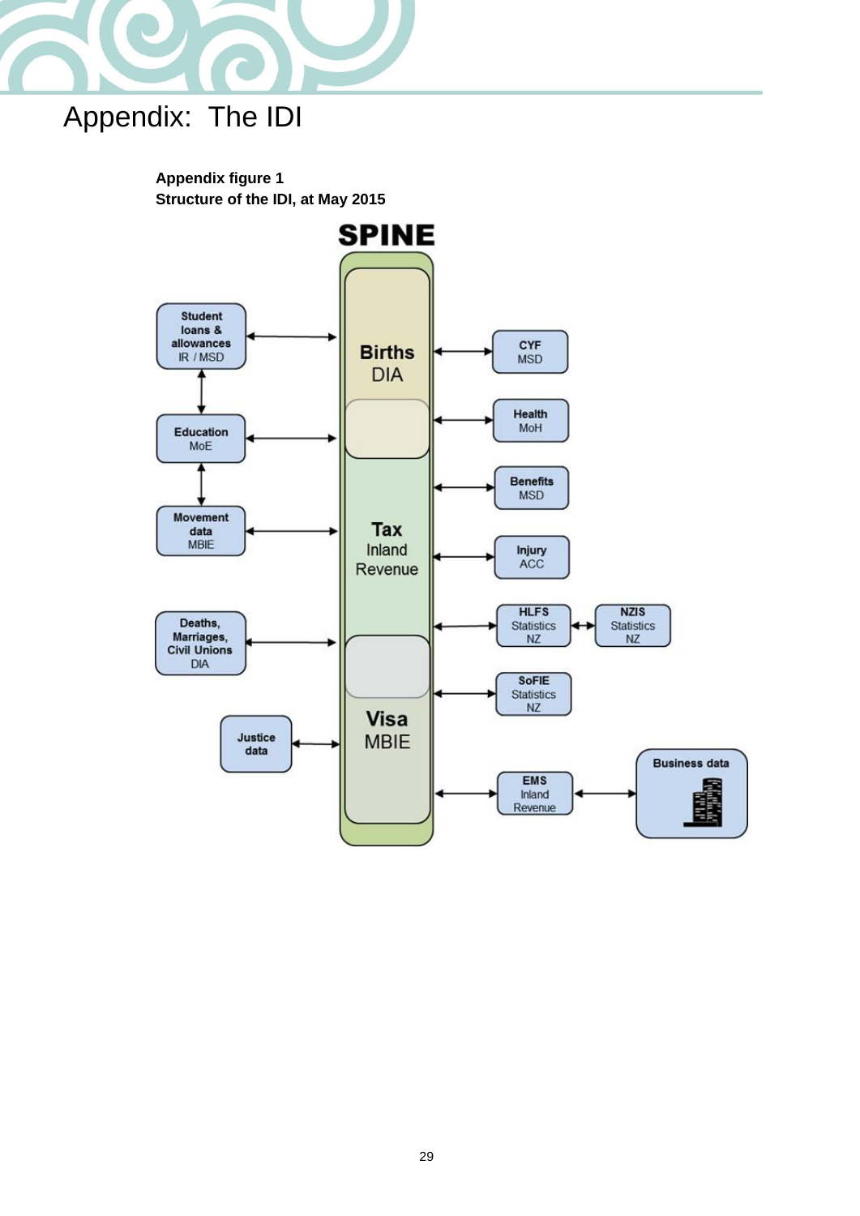# Appendix: The IDI

**Appendix figure 1**
**Structure of the IDI, at May 2015**

SPINE

Births
DIA

Tax
Inland
Revenue

Visa
MBIE

Student loans & allowances
IR / MSD

Education
MoE

Movement data
MBIE

Deaths, Marriages, Civil Unions
DIA

Justice data

CYF
MSD

Health
MoH

Benefits
MSD

Injury
ACC

HLFS
Statistics NZ

NZIS
Statistics NZ

SoFIE
Statistics NZ

EMS
Inland Revenue

Business data